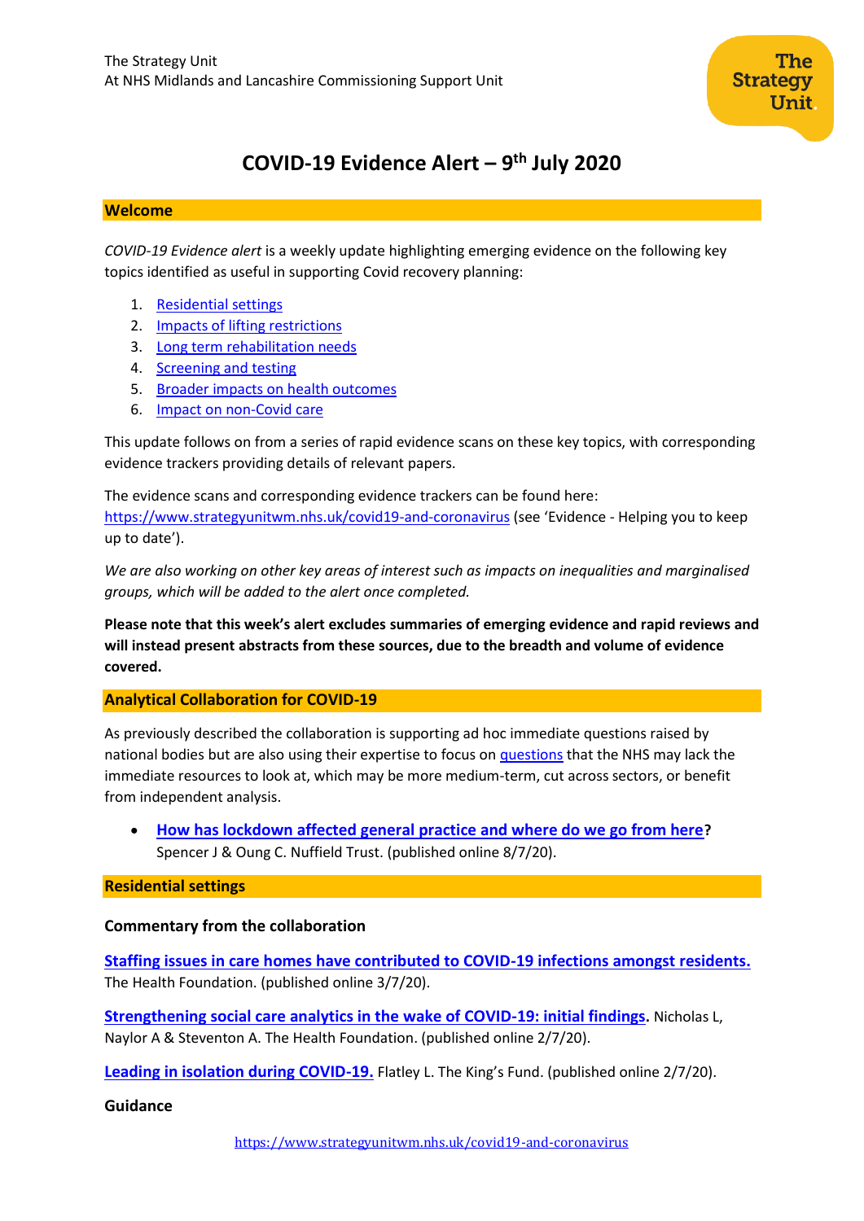The Strategy Unit
At NHS Midlands and Lancashire Commissioning Support Unit

# COVID-19 Evidence Alert – 9th July 2020

## Welcome

*COVID-19 Evidence alert* is a weekly update highlighting emerging evidence on the following key topics identified as useful in supporting Covid recovery planning:

1. Residential settings
2. Impacts of lifting restrictions
3. Long term rehabilitation needs
4. Screening and testing
5. Broader impacts on health outcomes
6. Impact on non-Covid care

This update follows on from a series of rapid evidence scans on these key topics, with corresponding evidence trackers providing details of relevant papers.

The evidence scans and corresponding evidence trackers can be found here: https://www.strategyunitwm.nhs.uk/covid19-and-coronavirus (see 'Evidence - Helping you to keep up to date').

*We are also working on other key areas of interest such as impacts on inequalities and marginalised groups, which will be added to the alert once completed.*

**Please note that this week's alert excludes summaries of emerging evidence and rapid reviews and will instead present abstracts from these sources, due to the breadth and volume of evidence covered.**

## Analytical Collaboration for COVID-19

As previously described the collaboration is supporting ad hoc immediate questions raised by national bodies but are also using their expertise to focus on questions that the NHS may lack the immediate resources to look at, which may be more medium-term, cut across sectors, or benefit from independent analysis.

- **How has lockdown affected general practice and where do we go from here?** Spencer J & Oung C. Nuffield Trust. (published online 8/7/20).

## Residential settings

### Commentary from the collaboration

**Staffing issues in care homes have contributed to COVID-19 infections amongst residents.** The Health Foundation. (published online 3/7/20).

**Strengthening social care analytics in the wake of COVID-19: initial findings.** Nicholas L, Naylor A & Steventon A. The Health Foundation. (published online 2/7/20).

**Leading in isolation during COVID-19.** Flatley L. The King's Fund. (published online 2/7/20).

### Guidance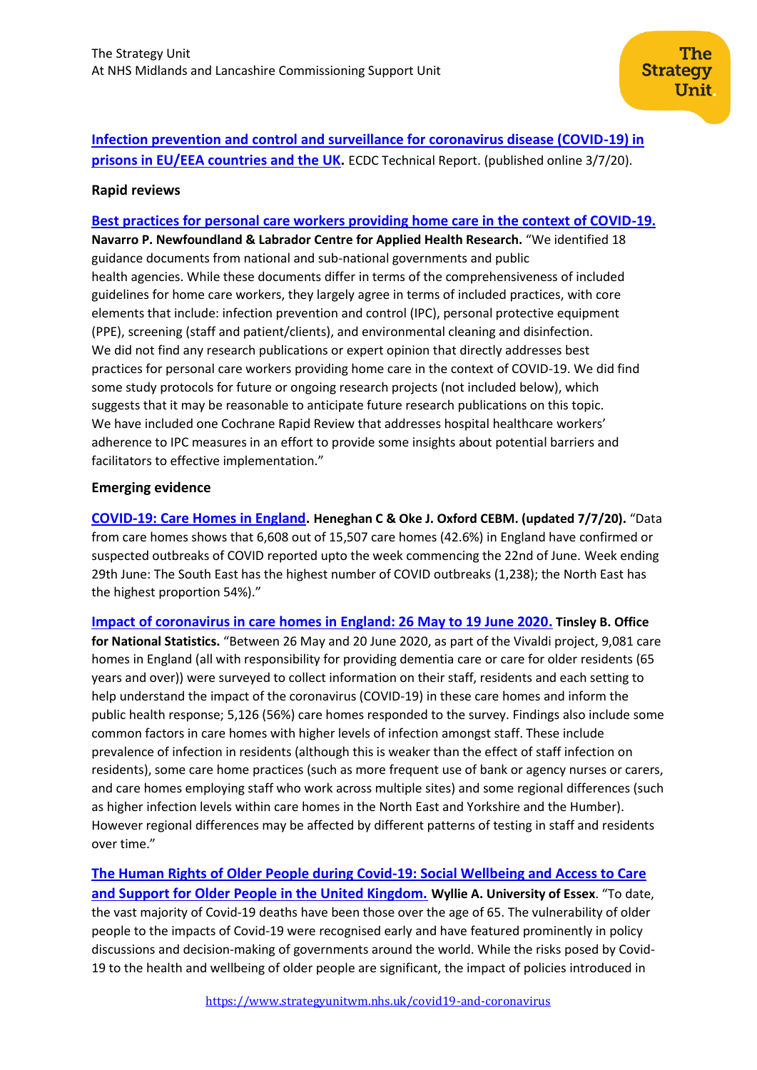**[Infection prevention and control and surveillance for coronavirus disease (COVID-19) in prisons in EU/EEA countries and the UK](https://www.strategyunitwm.nhs.uk/covid19-and-coronavirus).** ECDC Technical Report. (published online 3/7/20).

### Rapid reviews

**[Best practices for personal care workers providing home care in the context of COVID-19.](https://www.strategyunitwm.nhs.uk/covid19-and-coronavirus)** **Navarro P. Newfoundland & Labrador Centre for Applied Health Research.** "We identified 18 guidance documents from national and sub-national governments and public health agencies. While these documents differ in terms of the comprehensiveness of included guidelines for home care workers, they largely agree in terms of included practices, with core elements that include: infection prevention and control (IPC), personal protective equipment (PPE), screening (staff and patient/clients), and environmental cleaning and disinfection. We did not find any research publications or expert opinion that directly addresses best practices for personal care workers providing home care in the context of COVID-19. We did find some study protocols for future or ongoing research projects (not included below), which suggests that it may be reasonable to anticipate future research publications on this topic. We have included one Cochrane Rapid Review that addresses hospital healthcare workers' adherence to IPC measures in an effort to provide some insights about potential barriers and facilitators to effective implementation."

### Emerging evidence

**[COVID-19: Care Homes in England](https://www.strategyunitwm.nhs.uk/covid19-and-coronavirus). Heneghan C & Oke J. Oxford CEBM. (updated 7/7/20).** "Data from care homes shows that 6,608 out of 15,507 care homes (42.6%) in England have confirmed or suspected outbreaks of COVID reported upto the week commencing the 22nd of June. Week ending 29th June: The South East has the highest number of COVID outbreaks (1,238); the North East has the highest proportion 54%)."

**[Impact of coronavirus in care homes in England: 26 May to 19 June 2020.](https://www.strategyunitwm.nhs.uk/covid19-and-coronavirus) Tinsley B. Office for National Statistics.** "Between 26 May and 20 June 2020, as part of the Vivaldi project, 9,081 care homes in England (all with responsibility for providing dementia care or care for older residents (65 years and over)) were surveyed to collect information on their staff, residents and each setting to help understand the impact of the coronavirus (COVID-19) in these care homes and inform the public health response; 5,126 (56%) care homes responded to the survey. Findings also include some common factors in care homes with higher levels of infection amongst staff. These include prevalence of infection in residents (although this is weaker than the effect of staff infection on residents), some care home practices (such as more frequent use of bank or agency nurses or carers, and care homes employing staff who work across multiple sites) and some regional differences (such as higher infection levels within care homes in the North East and Yorkshire and the Humber). However regional differences may be affected by different patterns of testing in staff and residents over time."

**[The Human Rights of Older People during Covid-19: Social Wellbeing and Access to Care and Support for Older People in the United Kingdom.](https://www.strategyunitwm.nhs.uk/covid19-and-coronavirus) Wyllie A. University of Essex**. "To date, the vast majority of Covid-19 deaths have been those over the age of 65. The vulnerability of older people to the impacts of Covid-19 were recognised early and have featured prominently in policy discussions and decision-making of governments around the world. While the risks posed by Covid-19 to the health and wellbeing of older people are significant, the impact of policies introduced in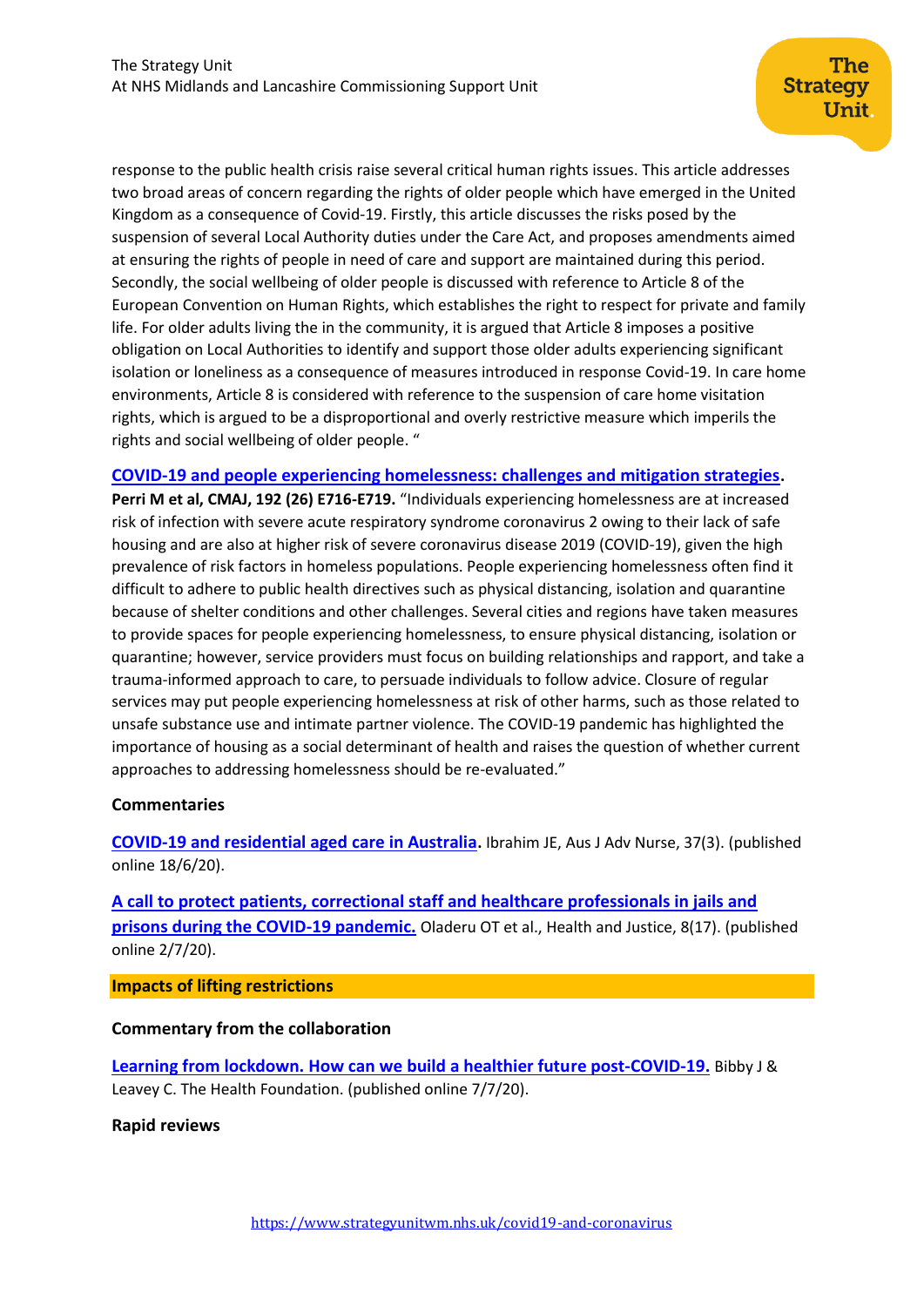response to the public health crisis raise several critical human rights issues. This article addresses two broad areas of concern regarding the rights of older people which have emerged in the United Kingdom as a consequence of Covid-19. Firstly, this article discusses the risks posed by the suspension of several Local Authority duties under the Care Act, and proposes amendments aimed at ensuring the rights of people in need of care and support are maintained during this period. Secondly, the social wellbeing of older people is discussed with reference to Article 8 of the European Convention on Human Rights, which establishes the right to respect for private and family life. For older adults living the in the community, it is argued that Article 8 imposes a positive obligation on Local Authorities to identify and support those older adults experiencing significant isolation or loneliness as a consequence of measures introduced in response Covid-19. In care home environments, Article 8 is considered with reference to the suspension of care home visitation rights, which is argued to be a disproportional and overly restrictive measure which imperils the rights and social wellbeing of older people. "

**COVID-19 and people experiencing homelessness: challenges and mitigation strategies.**
**Perri M et al, CMAJ, 192 (26) E716-E719.** "Individuals experiencing homelessness are at increased risk of infection with severe acute respiratory syndrome coronavirus 2 owing to their lack of safe housing and are also at higher risk of severe coronavirus disease 2019 (COVID-19), given the high prevalence of risk factors in homeless populations. People experiencing homelessness often find it difficult to adhere to public health directives such as physical distancing, isolation and quarantine because of shelter conditions and other challenges. Several cities and regions have taken measures to provide spaces for people experiencing homelessness, to ensure physical distancing, isolation or quarantine; however, service providers must focus on building relationships and rapport, and take a trauma-informed approach to care, to persuade individuals to follow advice. Closure of regular services may put people experiencing homelessness at risk of other harms, such as those related to unsafe substance use and intimate partner violence. The COVID-19 pandemic has highlighted the importance of housing as a social determinant of health and raises the question of whether current approaches to addressing homelessness should be re-evaluated."

### Commentaries

**COVID-19 and residential aged care in Australia.** Ibrahim JE, Aus J Adv Nurse, 37(3). (published online 18/6/20).

**A call to protect patients, correctional staff and healthcare professionals in jails and prisons during the COVID-19 pandemic.** Oladeru OT et al., Health and Justice, 8(17). (published online 2/7/20).

## Impacts of lifting restrictions

### Commentary from the collaboration

**Learning from lockdown. How can we build a healthier future post-COVID-19.** Bibby J & Leavey C. The Health Foundation. (published online 7/7/20).

### Rapid reviews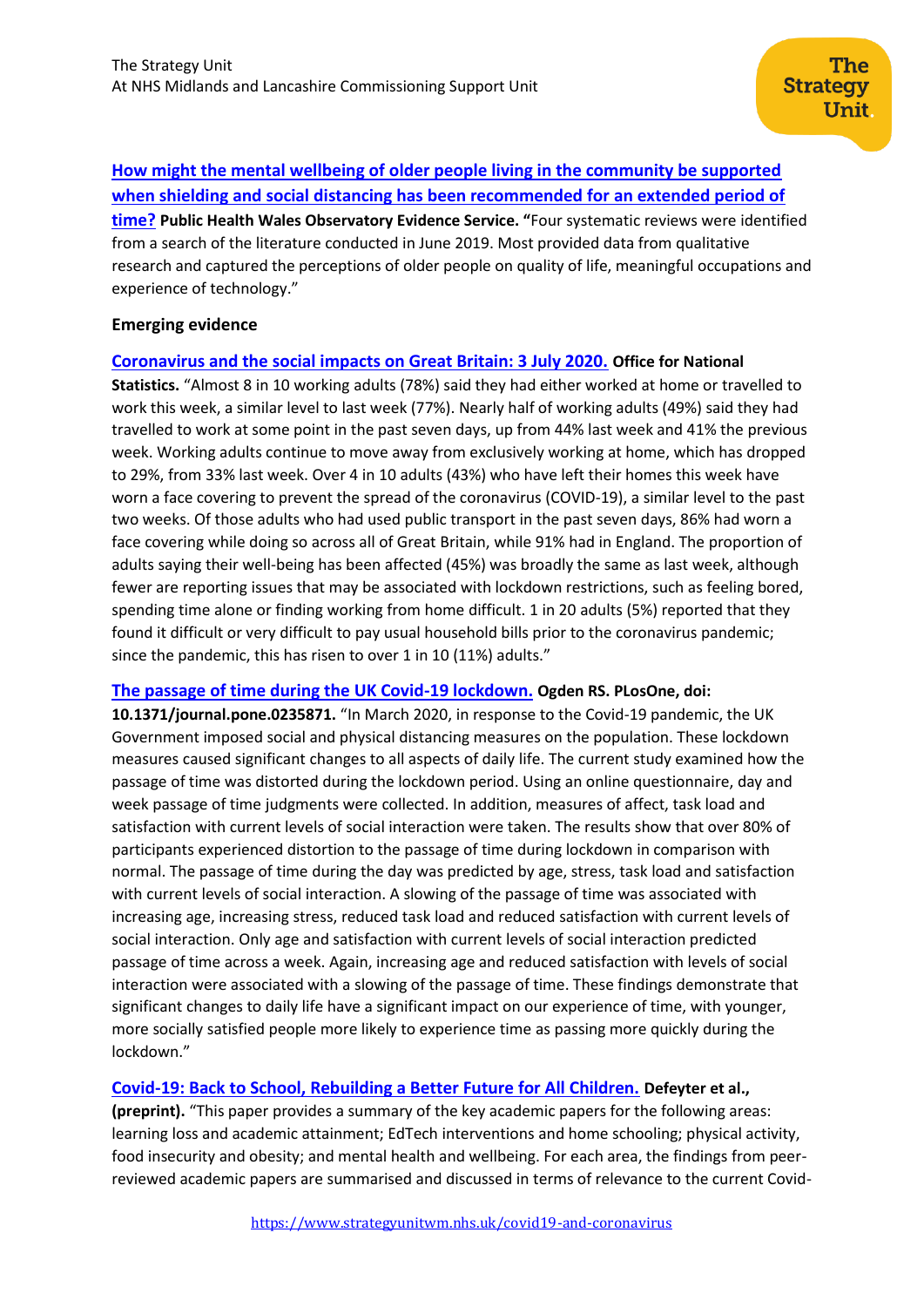**How might the mental wellbeing of older people living in the community be supported when shielding and social distancing has been recommended for an extended period of time?** **Public Health Wales Observatory Evidence Service.** "Four systematic reviews were identified from a search of the literature conducted in June 2019. Most provided data from qualitative research and captured the perceptions of older people on quality of life, meaningful occupations and experience of technology."

### Emerging evidence

**Coronavirus and the social impacts on Great Britain: 3 July 2020.** **Office for National Statistics.** "Almost 8 in 10 working adults (78%) said they had either worked at home or travelled to work this week, a similar level to last week (77%). Nearly half of working adults (49%) said they had travelled to work at some point in the past seven days, up from 44% last week and 41% the previous week. Working adults continue to move away from exclusively working at home, which has dropped to 29%, from 33% last week. Over 4 in 10 adults (43%) who have left their homes this week have worn a face covering to prevent the spread of the coronavirus (COVID-19), a similar level to the past two weeks. Of those adults who had used public transport in the past seven days, 86% had worn a face covering while doing so across all of Great Britain, while 91% had in England. The proportion of adults saying their well-being has been affected (45%) was broadly the same as last week, although fewer are reporting issues that may be associated with lockdown restrictions, such as feeling bored, spending time alone or finding working from home difficult. 1 in 20 adults (5%) reported that they found it difficult or very difficult to pay usual household bills prior to the coronavirus pandemic; since the pandemic, this has risen to over 1 in 10 (11%) adults."

**The passage of time during the UK Covid-19 lockdown.** **Ogden RS. PLosOne, doi: 10.1371/journal.pone.0235871.** "In March 2020, in response to the Covid-19 pandemic, the UK Government imposed social and physical distancing measures on the population. These lockdown measures caused significant changes to all aspects of daily life. The current study examined how the passage of time was distorted during the lockdown period. Using an online questionnaire, day and week passage of time judgments were collected. In addition, measures of affect, task load and satisfaction with current levels of social interaction were taken. The results show that over 80% of participants experienced distortion to the passage of time during lockdown in comparison with normal. The passage of time during the day was predicted by age, stress, task load and satisfaction with current levels of social interaction. A slowing of the passage of time was associated with increasing age, increasing stress, reduced task load and reduced satisfaction with current levels of social interaction. Only age and satisfaction with current levels of social interaction predicted passage of time across a week. Again, increasing age and reduced satisfaction with levels of social interaction were associated with a slowing of the passage of time. These findings demonstrate that significant changes to daily life have a significant impact on our experience of time, with younger, more socially satisfied people more likely to experience time as passing more quickly during the lockdown."

**Covid-19: Back to School, Rebuilding a Better Future for All Children.** **Defeyter et al., (preprint).** "This paper provides a summary of the key academic papers for the following areas: learning loss and academic attainment; EdTech interventions and home schooling; physical activity, food insecurity and obesity; and mental health and wellbeing. For each area, the findings from peer-reviewed academic papers are summarised and discussed in terms of relevance to the current Covid-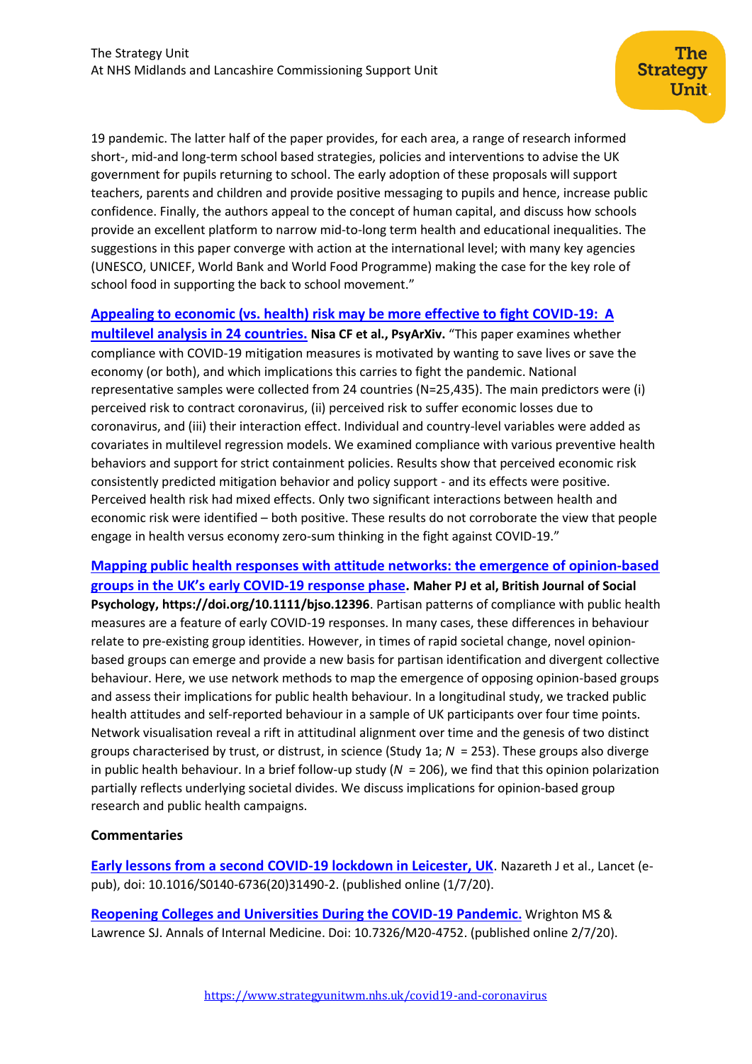19 pandemic. The latter half of the paper provides, for each area, a range of research informed short-, mid-and long-term school based strategies, policies and interventions to advise the UK government for pupils returning to school. The early adoption of these proposals will support teachers, parents and children and provide positive messaging to pupils and hence, increase public confidence. Finally, the authors appeal to the concept of human capital, and discuss how schools provide an excellent platform to narrow mid-to-long term health and educational inequalities. The suggestions in this paper converge with action at the international level; with many key agencies (UNESCO, UNICEF, World Bank and World Food Programme) making the case for the key role of school food in supporting the back to school movement."

**Appealing to economic (vs. health) risk may be more effective to fight COVID-19: A multilevel analysis in 24 countries.** **Nisa CF et al., PsyArXiv.** "This paper examines whether compliance with COVID-19 mitigation measures is motivated by wanting to save lives or save the economy (or both), and which implications this carries to fight the pandemic. National representative samples were collected from 24 countries (N=25,435). The main predictors were (i) perceived risk to contract coronavirus, (ii) perceived risk to suffer economic losses due to coronavirus, and (iii) their interaction effect. Individual and country-level variables were added as covariates in multilevel regression models. We examined compliance with various preventive health behaviors and support for strict containment policies. Results show that perceived economic risk consistently predicted mitigation behavior and policy support - and its effects were positive. Perceived health risk had mixed effects. Only two significant interactions between health and economic risk were identified – both positive. These results do not corroborate the view that people engage in health versus economy zero-sum thinking in the fight against COVID-19."

**Mapping public health responses with attitude networks: the emergence of opinion-based groups in the UK's early COVID-19 response phase. Maher PJ et al, British Journal of Social Psychology, https://doi.org/10.1111/bjso.12396**. Partisan patterns of compliance with public health measures are a feature of early COVID-19 responses. In many cases, these differences in behaviour relate to pre-existing group identities. However, in times of rapid societal change, novel opinion-based groups can emerge and provide a new basis for partisan identification and divergent collective behaviour. Here, we use network methods to map the emergence of opposing opinion-based groups and assess their implications for public health behaviour. In a longitudinal study, we tracked public health attitudes and self-reported behaviour in a sample of UK participants over four time points. Network visualisation reveal a rift in attitudinal alignment over time and the genesis of two distinct groups characterised by trust, or distrust, in science (Study 1a; *N* = 253). These groups also diverge in public health behaviour. In a brief follow-up study (*N* = 206), we find that this opinion polarization partially reflects underlying societal divides. We discuss implications for opinion-based group research and public health campaigns.

**Commentaries**

**Early lessons from a second COVID-19 lockdown in Leicester, UK**. Nazareth J et al., Lancet (e-pub), doi: 10.1016/S0140-6736(20)31490-2. (published online (1/7/20).

**Reopening Colleges and Universities During the COVID-19 Pandemic.** Wrighton MS & Lawrence SJ. Annals of Internal Medicine. Doi: 10.7326/M20-4752. (published online 2/7/20).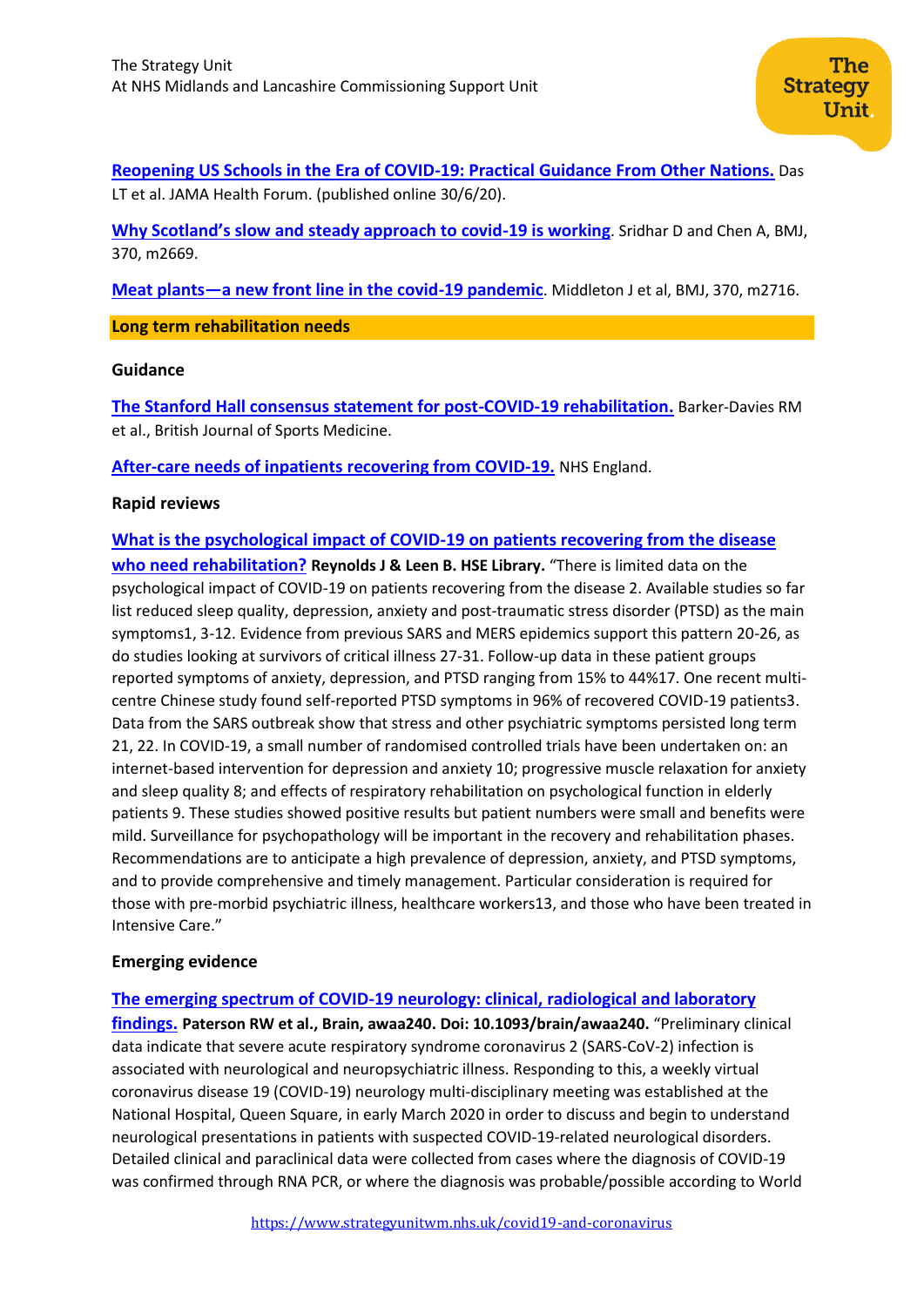[Reopening US Schools in the Era of COVID-19: Practical Guidance From Other Nations.] Das LT et al. JAMA Health Forum. (published online 30/6/20).

[Why Scotland's slow and steady approach to covid-19 is working]. Sridhar D and Chen A, BMJ, 370, m2669.

[Meat plants—a new front line in the covid-19 pandemic]. Middleton J et al, BMJ, 370, m2716.

## Long term rehabilitation needs

### Guidance

[The Stanford Hall consensus statement for post-COVID-19 rehabilitation.] Barker-Davies RM et al., British Journal of Sports Medicine.

[After-care needs of inpatients recovering from COVID-19.] NHS England.

### Rapid reviews

[What is the psychological impact of COVID-19 on patients recovering from the disease who need rehabilitation?] **Reynolds J & Leen B. HSE Library.** "There is limited data on the psychological impact of COVID-19 on patients recovering from the disease 2. Available studies so far list reduced sleep quality, depression, anxiety and post-traumatic stress disorder (PTSD) as the main symptoms1, 3-12. Evidence from previous SARS and MERS epidemics support this pattern 20-26, as do studies looking at survivors of critical illness 27-31. Follow-up data in these patient groups reported symptoms of anxiety, depression, and PTSD ranging from 15% to 44%17. One recent multi-centre Chinese study found self-reported PTSD symptoms in 96% of recovered COVID-19 patients3. Data from the SARS outbreak show that stress and other psychiatric symptoms persisted long term 21, 22. In COVID-19, a small number of randomised controlled trials have been undertaken on: an internet-based intervention for depression and anxiety 10; progressive muscle relaxation for anxiety and sleep quality 8; and effects of respiratory rehabilitation on psychological function in elderly patients 9. These studies showed positive results but patient numbers were small and benefits were mild. Surveillance for psychopathology will be important in the recovery and rehabilitation phases. Recommendations are to anticipate a high prevalence of depression, anxiety, and PTSD symptoms, and to provide comprehensive and timely management. Particular consideration is required for those with pre-morbid psychiatric illness, healthcare workers13, and those who have been treated in Intensive Care."

### Emerging evidence

[The emerging spectrum of COVID-19 neurology: clinical, radiological and laboratory findings.] **Paterson RW et al., Brain, awaa240. Doi: 10.1093/brain/awaa240.** "Preliminary clinical data indicate that severe acute respiratory syndrome coronavirus 2 (SARS-CoV-2) infection is associated with neurological and neuropsychiatric illness. Responding to this, a weekly virtual coronavirus disease 19 (COVID-19) neurology multi-disciplinary meeting was established at the National Hospital, Queen Square, in early March 2020 in order to discuss and begin to understand neurological presentations in patients with suspected COVID-19-related neurological disorders. Detailed clinical and paraclinical data were collected from cases where the diagnosis of COVID-19 was confirmed through RNA PCR, or where the diagnosis was probable/possible according to World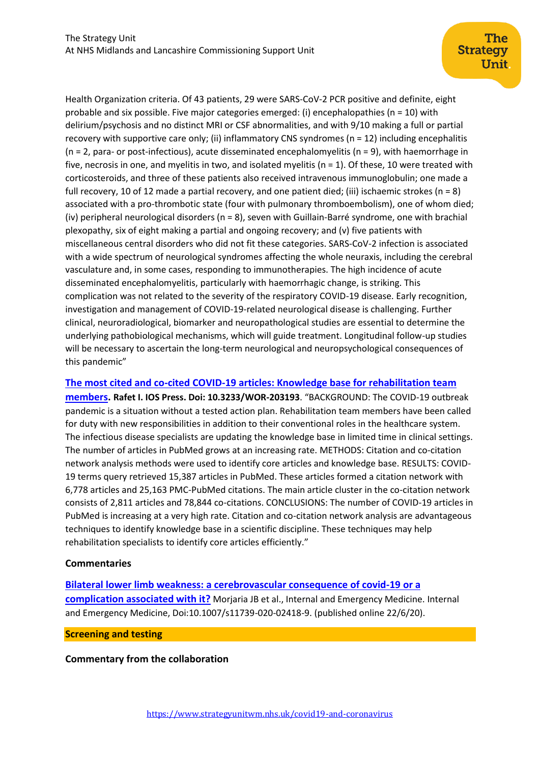Health Organization criteria. Of 43 patients, 29 were SARS-CoV-2 PCR positive and definite, eight probable and six possible. Five major categories emerged: (i) encephalopathies (n = 10) with delirium/psychosis and no distinct MRI or CSF abnormalities, and with 9/10 making a full or partial recovery with supportive care only; (ii) inflammatory CNS syndromes (n = 12) including encephalitis (n = 2, para- or post-infectious), acute disseminated encephalomyelitis (n = 9), with haemorrhage in five, necrosis in one, and myelitis in two, and isolated myelitis (n = 1). Of these, 10 were treated with corticosteroids, and three of these patients also received intravenous immunoglobulin; one made a full recovery, 10 of 12 made a partial recovery, and one patient died; (iii) ischaemic strokes (n = 8) associated with a pro-thrombotic state (four with pulmonary thromboembolism), one of whom died; (iv) peripheral neurological disorders (n = 8), seven with Guillain-Barré syndrome, one with brachial plexopathy, six of eight making a partial and ongoing recovery; and (v) five patients with miscellaneous central disorders who did not fit these categories. SARS-CoV-2 infection is associated with a wide spectrum of neurological syndromes affecting the whole neuraxis, including the cerebral vasculature and, in some cases, responding to immunotherapies. The high incidence of acute disseminated encephalomyelitis, particularly with haemorrhagic change, is striking. This complication was not related to the severity of the respiratory COVID-19 disease. Early recognition, investigation and management of COVID-19-related neurological disease is challenging. Further clinical, neuroradiological, biomarker and neuropathological studies are essential to determine the underlying pathobiological mechanisms, which will guide treatment. Longitudinal follow-up studies will be necessary to ascertain the long-term neurological and neuropsychological consequences of this pandemic"

**The most cited and co-cited COVID-19 articles: Knowledge base for rehabilitation team members. Rafet I. IOS Press. Doi: 10.3233/WOR-203193**. "BACKGROUND: The COVID-19 outbreak pandemic is a situation without a tested action plan. Rehabilitation team members have been called for duty with new responsibilities in addition to their conventional roles in the healthcare system. The infectious disease specialists are updating the knowledge base in limited time in clinical settings. The number of articles in PubMed grows at an increasing rate. METHODS: Citation and co-citation network analysis methods were used to identify core articles and knowledge base. RESULTS: COVID-19 terms query retrieved 15,387 articles in PubMed. These articles formed a citation network with 6,778 articles and 25,163 PMC-PubMed citations. The main article cluster in the co-citation network consists of 2,811 articles and 78,844 co-citations. CONCLUSIONS: The number of COVID-19 articles in PubMed is increasing at a very high rate. Citation and co-citation network analysis are advantageous techniques to identify knowledge base in a scientific discipline. These techniques may help rehabilitation specialists to identify core articles efficiently."

### Commentaries

**Bilateral lower limb weakness: a cerebrovascular consequence of covid-19 or a complication associated with it?** Morjaria JB et al., Internal and Emergency Medicine. Internal and Emergency Medicine, Doi:10.1007/s11739-020-02418-9. (published online 22/6/20).

## Screening and testing

### Commentary from the collaboration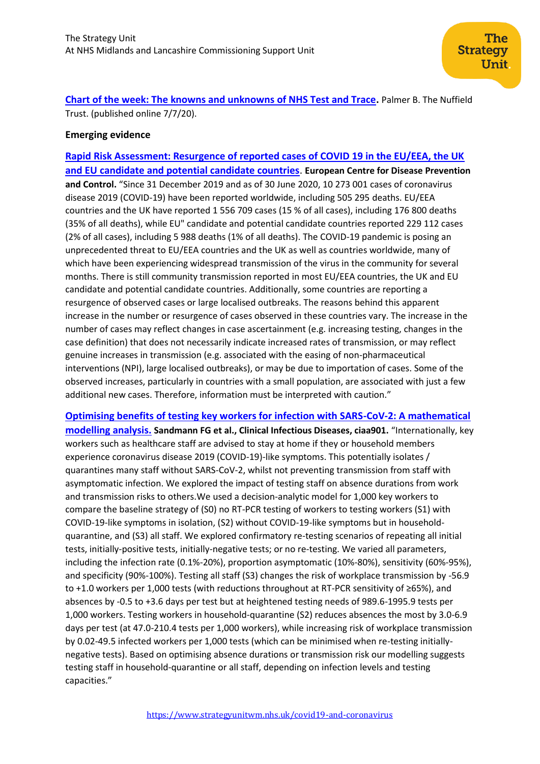**Chart of the week: The knowns and unknowns of NHS Test and Trace.** Palmer B. The Nuffield Trust. (published online 7/7/20).

**Emerging evidence**

**Rapid Risk Assessment: Resurgence of reported cases of COVID 19 in the EU/EEA, the UK and EU candidate and potential candidate countries**. **European Centre for Disease Prevention and Control.** "Since 31 December 2019 and as of 30 June 2020, 10 273 001 cases of coronavirus disease 2019 (COVID-19) have been reported worldwide, including 505 295 deaths. EU/EEA countries and the UK have reported 1 556 709 cases (15 % of all cases), including 176 800 deaths (35% of all deaths), while EU" candidate and potential candidate countries reported 229 112 cases (2% of all cases), including 5 988 deaths (1% of all deaths). The COVID-19 pandemic is posing an unprecedented threat to EU/EEA countries and the UK as well as countries worldwide, many of which have been experiencing widespread transmission of the virus in the community for several months. There is still community transmission reported in most EU/EEA countries, the UK and EU candidate and potential candidate countries. Additionally, some countries are reporting a resurgence of observed cases or large localised outbreaks. The reasons behind this apparent increase in the number or resurgence of cases observed in these countries vary. The increase in the number of cases may reflect changes in case ascertainment (e.g. increasing testing, changes in the case definition) that does not necessarily indicate increased rates of transmission, or may reflect genuine increases in transmission (e.g. associated with the easing of non-pharmaceutical interventions (NPI), large localised outbreaks), or may be due to importation of cases. Some of the observed increases, particularly in countries with a small population, are associated with just a few additional new cases. Therefore, information must be interpreted with caution."

**Optimising benefits of testing key workers for infection with SARS-CoV-2: A mathematical modelling analysis.** **Sandmann FG et al., Clinical Infectious Diseases, ciaa901.** "Internationally, key workers such as healthcare staff are advised to stay at home if they or household members experience coronavirus disease 2019 (COVID-19)-like symptoms. This potentially isolates / quarantines many staff without SARS-CoV-2, whilst not preventing transmission from staff with asymptomatic infection. We explored the impact of testing staff on absence durations from work and transmission risks to others.We used a decision-analytic model for 1,000 key workers to compare the baseline strategy of (S0) no RT-PCR testing of workers to testing workers (S1) with COVID-19-like symptoms in isolation, (S2) without COVID-19-like symptoms but in household-quarantine, and (S3) all staff. We explored confirmatory re-testing scenarios of repeating all initial tests, initially-positive tests, initially-negative tests; or no re-testing. We varied all parameters, including the infection rate (0.1%-20%), proportion asymptomatic (10%-80%), sensitivity (60%-95%), and specificity (90%-100%). Testing all staff (S3) changes the risk of workplace transmission by -56.9 to +1.0 workers per 1,000 tests (with reductions throughout at RT-PCR sensitivity of ≥65%), and absences by -0.5 to +3.6 days per test but at heightened testing needs of 989.6-1995.9 tests per 1,000 workers. Testing workers in household-quarantine (S2) reduces absences the most by 3.0-6.9 days per test (at 47.0-210.4 tests per 1,000 workers), while increasing risk of workplace transmission by 0.02-49.5 infected workers per 1,000 tests (which can be minimised when re-testing initially-negative tests). Based on optimising absence durations or transmission risk our modelling suggests testing staff in household-quarantine or all staff, depending on infection levels and testing capacities."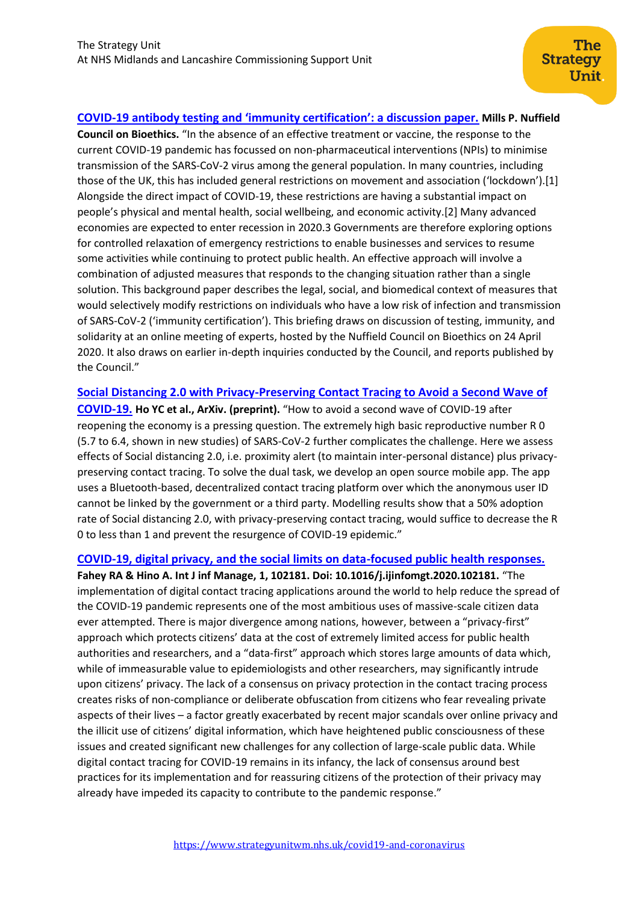**COVID-19 antibody testing and 'immunity certification': a discussion paper.** **Mills P. Nuffield Council on Bioethics.** "In the absence of an effective treatment or vaccine, the response to the current COVID-19 pandemic has focussed on non-pharmaceutical interventions (NPIs) to minimise transmission of the SARS-CoV-2 virus among the general population. In many countries, including those of the UK, this has included general restrictions on movement and association ('lockdown').[1] Alongside the direct impact of COVID-19, these restrictions are having a substantial impact on people's physical and mental health, social wellbeing, and economic activity.[2] Many advanced economies are expected to enter recession in 2020.3 Governments are therefore exploring options for controlled relaxation of emergency restrictions to enable businesses and services to resume some activities while continuing to protect public health. An effective approach will involve a combination of adjusted measures that responds to the changing situation rather than a single solution. This background paper describes the legal, social, and biomedical context of measures that would selectively modify restrictions on individuals who have a low risk of infection and transmission of SARS-CoV-2 ('immunity certification'). This briefing draws on discussion of testing, immunity, and solidarity at an online meeting of experts, hosted by the Nuffield Council on Bioethics on 24 April 2020. It also draws on earlier in-depth inquiries conducted by the Council, and reports published by the Council."

**Social Distancing 2.0 with Privacy-Preserving Contact Tracing to Avoid a Second Wave of COVID-19.** **Ho YC et al., ArXiv. (preprint).** "How to avoid a second wave of COVID-19 after reopening the economy is a pressing question. The extremely high basic reproductive number R 0 (5.7 to 6.4, shown in new studies) of SARS-CoV-2 further complicates the challenge. Here we assess effects of Social distancing 2.0, i.e. proximity alert (to maintain inter-personal distance) plus privacy-preserving contact tracing. To solve the dual task, we develop an open source mobile app. The app uses a Bluetooth-based, decentralized contact tracing platform over which the anonymous user ID cannot be linked by the government or a third party. Modelling results show that a 50% adoption rate of Social distancing 2.0, with privacy-preserving contact tracing, would suffice to decrease the R 0 to less than 1 and prevent the resurgence of COVID-19 epidemic."

**COVID-19, digital privacy, and the social limits on data-focused public health responses.** **Fahey RA & Hino A. Int J inf Manage, 1, 102181. Doi: 10.1016/j.ijinfomgt.2020.102181.** "The implementation of digital contact tracing applications around the world to help reduce the spread of the COVID-19 pandemic represents one of the most ambitious uses of massive-scale citizen data ever attempted. There is major divergence among nations, however, between a "privacy-first" approach which protects citizens' data at the cost of extremely limited access for public health authorities and researchers, and a "data-first" approach which stores large amounts of data which, while of immeasurable value to epidemiologists and other researchers, may significantly intrude upon citizens' privacy. The lack of a consensus on privacy protection in the contact tracing process creates risks of non-compliance or deliberate obfuscation from citizens who fear revealing private aspects of their lives – a factor greatly exacerbated by recent major scandals over online privacy and the illicit use of citizens' digital information, which have heightened public consciousness of these issues and created significant new challenges for any collection of large-scale public data. While digital contact tracing for COVID-19 remains in its infancy, the lack of consensus around best practices for its implementation and for reassuring citizens of the protection of their privacy may already have impeded its capacity to contribute to the pandemic response."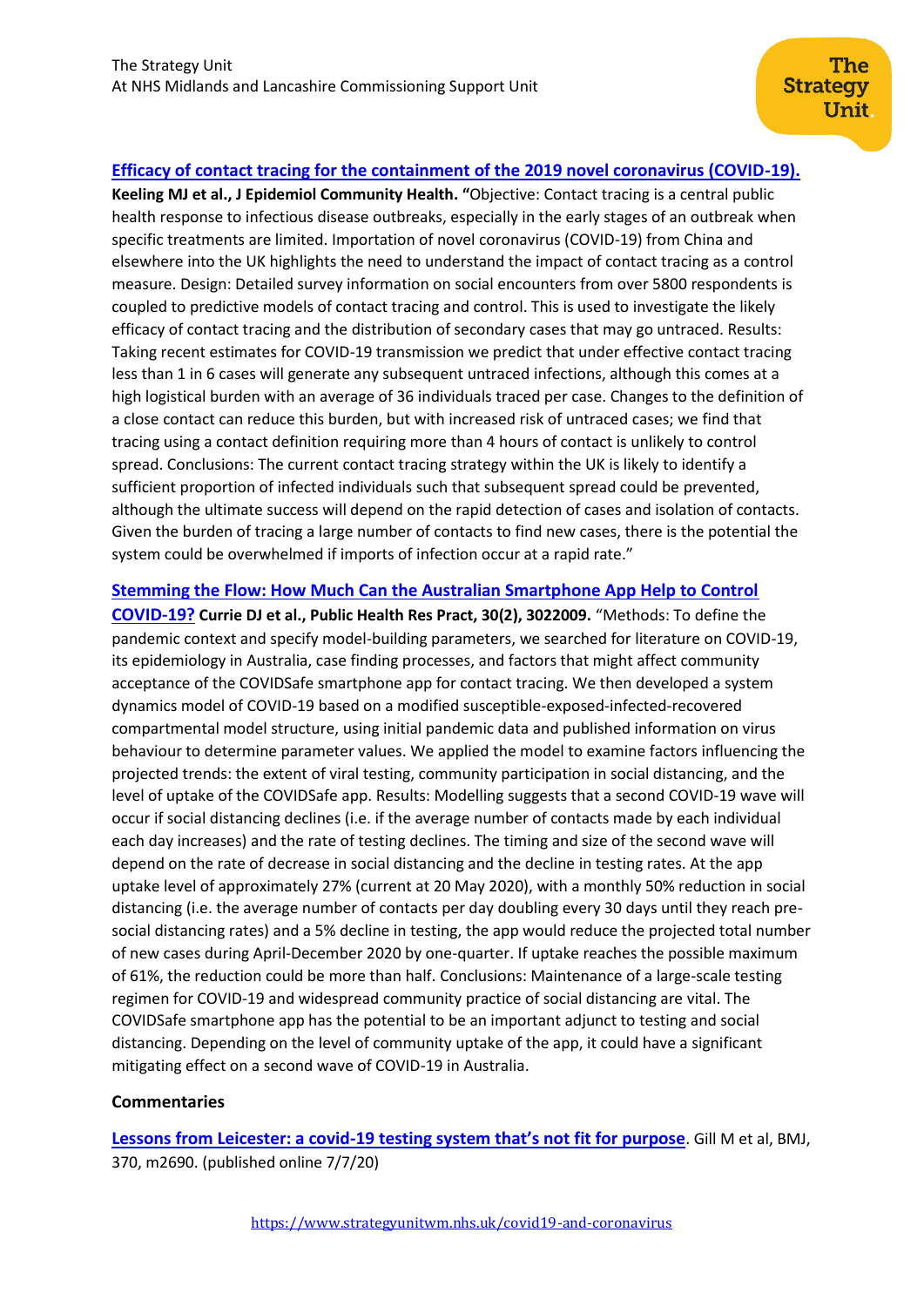**Efficacy of contact tracing for the containment of the 2019 novel coronavirus (COVID-19).**
**Keeling MJ et al., J Epidemiol Community Health.** "Objective: Contact tracing is a central public health response to infectious disease outbreaks, especially in the early stages of an outbreak when specific treatments are limited. Importation of novel coronavirus (COVID-19) from China and elsewhere into the UK highlights the need to understand the impact of contact tracing as a control measure. Design: Detailed survey information on social encounters from over 5800 respondents is coupled to predictive models of contact tracing and control. This is used to investigate the likely efficacy of contact tracing and the distribution of secondary cases that may go untraced. Results: Taking recent estimates for COVID-19 transmission we predict that under effective contact tracing less than 1 in 6 cases will generate any subsequent untraced infections, although this comes at a high logistical burden with an average of 36 individuals traced per case. Changes to the definition of a close contact can reduce this burden, but with increased risk of untraced cases; we find that tracing using a contact definition requiring more than 4 hours of contact is unlikely to control spread. Conclusions: The current contact tracing strategy within the UK is likely to identify a sufficient proportion of infected individuals such that subsequent spread could be prevented, although the ultimate success will depend on the rapid detection of cases and isolation of contacts. Given the burden of tracing a large number of contacts to find new cases, there is the potential the system could be overwhelmed if imports of infection occur at a rapid rate."

**Stemming the Flow: How Much Can the Australian Smartphone App Help to Control COVID-19?** **Currie DJ et al., Public Health Res Pract, 30(2), 3022009.** "Methods: To define the pandemic context and specify model-building parameters, we searched for literature on COVID-19, its epidemiology in Australia, case finding processes, and factors that might affect community acceptance of the COVIDSafe smartphone app for contact tracing. We then developed a system dynamics model of COVID-19 based on a modified susceptible-exposed-infected-recovered compartmental model structure, using initial pandemic data and published information on virus behaviour to determine parameter values. We applied the model to examine factors influencing the projected trends: the extent of viral testing, community participation in social distancing, and the level of uptake of the COVIDSafe app. Results: Modelling suggests that a second COVID-19 wave will occur if social distancing declines (i.e. if the average number of contacts made by each individual each day increases) and the rate of testing declines. The timing and size of the second wave will depend on the rate of decrease in social distancing and the decline in testing rates. At the app uptake level of approximately 27% (current at 20 May 2020), with a monthly 50% reduction in social distancing (i.e. the average number of contacts per day doubling every 30 days until they reach pre-social distancing rates) and a 5% decline in testing, the app would reduce the projected total number of new cases during April-December 2020 by one-quarter. If uptake reaches the possible maximum of 61%, the reduction could be more than half. Conclusions: Maintenance of a large-scale testing regimen for COVID-19 and widespread community practice of social distancing are vital. The COVIDSafe smartphone app has the potential to be an important adjunct to testing and social distancing. Depending on the level of community uptake of the app, it could have a significant mitigating effect on a second wave of COVID-19 in Australia.

**Commentaries**

**Lessons from Leicester: a covid-19 testing system that's not fit for purpose**. Gill M et al, BMJ, 370, m2690. (published online 7/7/20)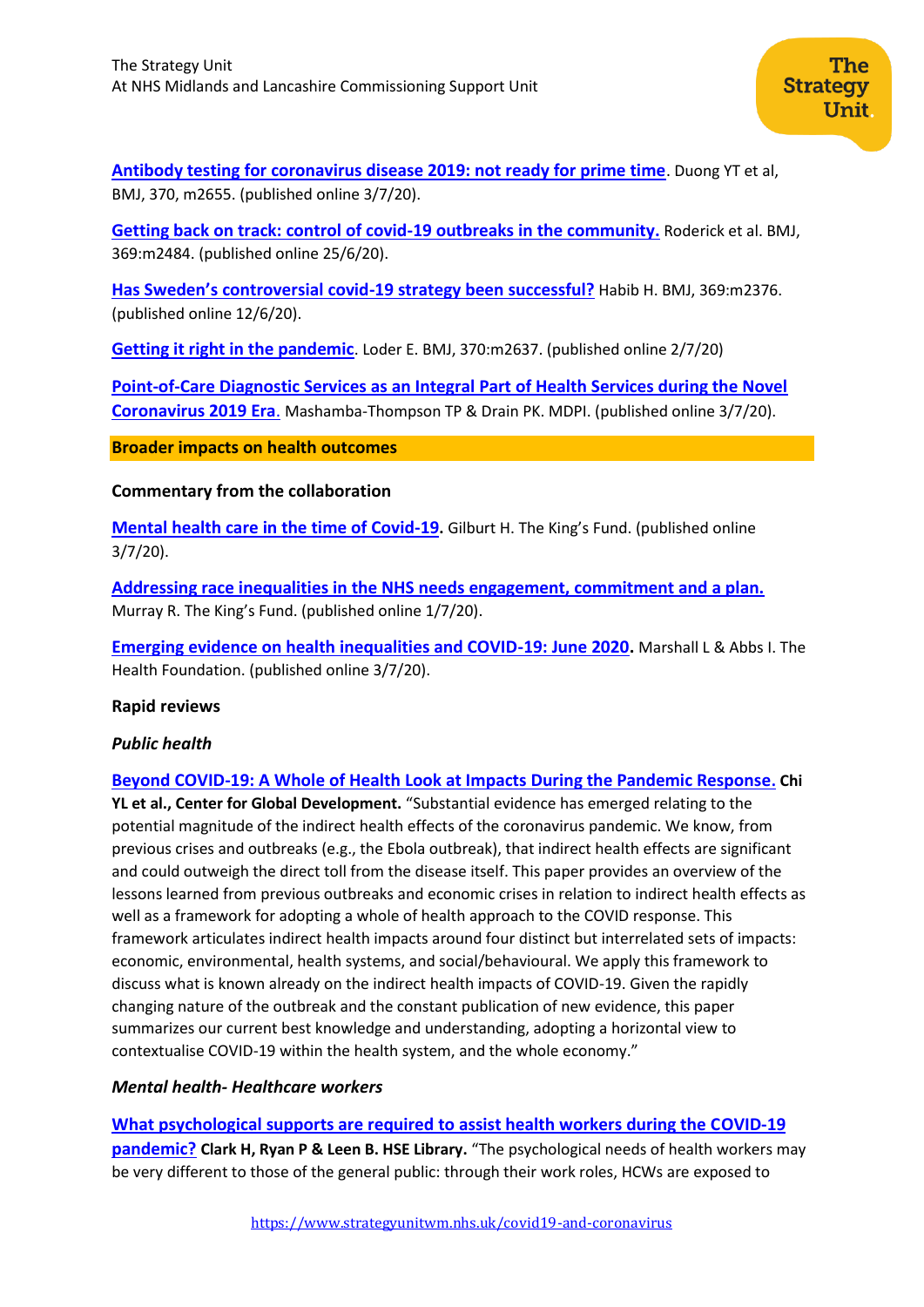**Antibody testing for coronavirus disease 2019: not ready for prime time**. Duong YT et al, BMJ, 370, m2655. (published online 3/7/20).

**Getting back on track: control of covid-19 outbreaks in the community.** Roderick et al. BMJ, 369:m2484. (published online 25/6/20).

**Has Sweden's controversial covid-19 strategy been successful?** Habib H. BMJ, 369:m2376. (published online 12/6/20).

**Getting it right in the pandemic**. Loder E. BMJ, 370:m2637. (published online 2/7/20)

**Point-of-Care Diagnostic Services as an Integral Part of Health Services during the Novel Coronavirus 2019 Era**. Mashamba-Thompson TP & Drain PK. MDPI. (published online 3/7/20).

## Broader impacts on health outcomes

### Commentary from the collaboration

**Mental health care in the time of Covid-19.** Gilburt H. The King's Fund. (published online 3/7/20).

**Addressing race inequalities in the NHS needs engagement, commitment and a plan.** Murray R. The King's Fund. (published online 1/7/20).

**Emerging evidence on health inequalities and COVID-19: June 2020.** Marshall L & Abbs I. The Health Foundation. (published online 3/7/20).

### Rapid reviews

#### *Public health*

**Beyond COVID-19: A Whole of Health Look at Impacts During the Pandemic Response. Chi YL et al., Center for Global Development.** "Substantial evidence has emerged relating to the potential magnitude of the indirect health effects of the coronavirus pandemic. We know, from previous crises and outbreaks (e.g., the Ebola outbreak), that indirect health effects are significant and could outweigh the direct toll from the disease itself. This paper provides an overview of the lessons learned from previous outbreaks and economic crises in relation to indirect health effects as well as a framework for adopting a whole of health approach to the COVID response. This framework articulates indirect health impacts around four distinct but interrelated sets of impacts: economic, environmental, health systems, and social/behavioural. We apply this framework to discuss what is known already on the indirect health impacts of COVID-19. Given the rapidly changing nature of the outbreak and the constant publication of new evidence, this paper summarizes our current best knowledge and understanding, adopting a horizontal view to contextualise COVID-19 within the health system, and the whole economy."

#### *Mental health- Healthcare workers*

**What psychological supports are required to assist health workers during the COVID-19 pandemic? Clark H, Ryan P & Leen B. HSE Library.** "The psychological needs of health workers may be very different to those of the general public: through their work roles, HCWs are exposed to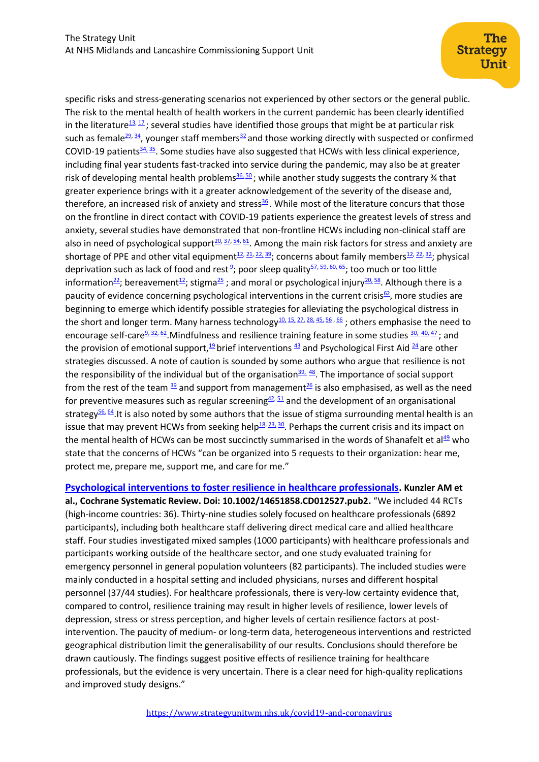specific risks and stress-generating scenarios not experienced by other sectors or the general public. The risk to the mental health of health workers in the current pandemic has been clearly identified in the literature[13, 17]; several studies have identified those groups that might be at particular risk such as female[29, 34], younger staff members[32] and those working directly with suspected or confirmed COVID-19 patients[34, 35]. Some studies have also suggested that HCWs with less clinical experience, including final year students fast-tracked into service during the pandemic, may also be at greater risk of developing mental health problems[36, 50]; while another study suggests the contrary ¾ that greater experience brings with it a greater acknowledgement of the severity of the disease and, therefore, an increased risk of anxiety and stress[36]. While most of the literature concurs that those on the frontline in direct contact with COVID-19 patients experience the greatest levels of stress and anxiety, several studies have demonstrated that non-frontline HCWs including non-clinical staff are also in need of psychological support[20, 37, 54, 61]. Among the main risk factors for stress and anxiety are shortage of PPE and other vital equipment[12, 21, 22, 39]; concerns about family members[12, 22, 32]; physical deprivation such as lack of food and rest[9]; poor sleep quality[57, 59, 60, 65]; too much or too little information[22]; bereavement[12]; stigma[25]; and moral or psychological injury[20, 58]. Although there is a paucity of evidence concerning psychological interventions in the current crisis[62], more studies are beginning to emerge which identify possible strategies for alleviating the psychological distress in the short and longer term. Many harness technology[10, 15, 27, 28, 45, 56, 66]; others emphasise the need to encourage self-care[9, 32, 62]. Mindfulness and resilience training feature in some studies [30, 40, 47]; and the provision of emotional support,[19] brief interventions [43] and Psychological First Aid [24] are other strategies discussed. A note of caution is sounded by some authors who argue that resilience is not the responsibility of the individual but of the organisation[39, 48]. The importance of social support from the rest of the team [39] and support from management[26] is also emphasised, as well as the need for preventive measures such as regular screening[42, 51] and the development of an organisational strategy[56, 64]. It is also noted by some authors that the issue of stigma surrounding mental health is an issue that may prevent HCWs from seeking help[18, 23, 30]. Perhaps the current crisis and its impact on the mental health of HCWs can be most succinctly summarised in the words of Shanafelt et al[49] who state that the concerns of HCWs "can be organized into 5 requests to their organization: hear me, protect me, prepare me, support me, and care for me."

**Psychological interventions to foster resilience in healthcare professionals. Kunzler AM et al., Cochrane Systematic Review. Doi: 10.1002/14651858.CD012527.pub2.** "We included 44 RCTs (high-income countries: 36). Thirty-nine studies solely focused on healthcare professionals (6892 participants), including both healthcare staff delivering direct medical care and allied healthcare staff. Four studies investigated mixed samples (1000 participants) with healthcare professionals and participants working outside of the healthcare sector, and one study evaluated training for emergency personnel in general population volunteers (82 participants). The included studies were mainly conducted in a hospital setting and included physicians, nurses and different hospital personnel (37/44 studies). For healthcare professionals, there is very-low certainty evidence that, compared to control, resilience training may result in higher levels of resilience, lower levels of depression, stress or stress perception, and higher levels of certain resilience factors at post-intervention. The paucity of medium- or long-term data, heterogeneous interventions and restricted geographical distribution limit the generalisability of our results. Conclusions should therefore be drawn cautiously. The findings suggest positive effects of resilience training for healthcare professionals, but the evidence is very uncertain. There is a clear need for high-quality replications and improved study designs."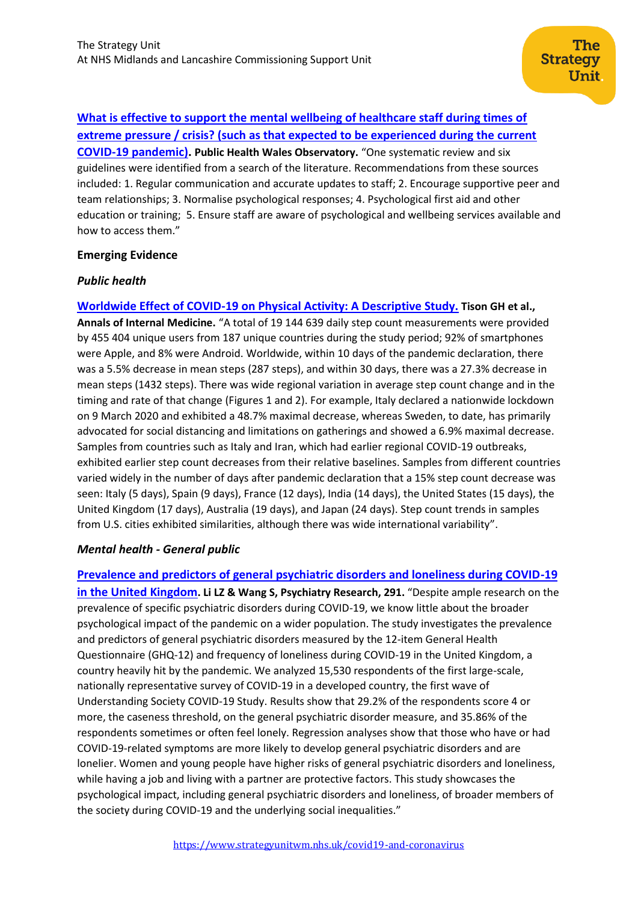**[What is effective to support the mental wellbeing of healthcare staff during times of extreme pressure / crisis? (such as that expected to be experienced during the current COVID-19 pandemic)](). Public Health Wales Observatory.** "One systematic review and six guidelines were identified from a search of the literature. Recommendations from these sources included: 1. Regular communication and accurate updates to staff; 2. Encourage supportive peer and team relationships; 3. Normalise psychological responses; 4. Psychological first aid and other education or training; 5. Ensure staff are aware of psychological and wellbeing services available and how to access them."

### Emerging Evidence

#### *Public health*

**[Worldwide Effect of COVID-19 on Physical Activity: A Descriptive Study.]() Tison GH et al., Annals of Internal Medicine.** "A total of 19 144 639 daily step count measurements were provided by 455 404 unique users from 187 unique countries during the study period; 92% of smartphones were Apple, and 8% were Android. Worldwide, within 10 days of the pandemic declaration, there was a 5.5% decrease in mean steps (287 steps), and within 30 days, there was a 27.3% decrease in mean steps (1432 steps). There was wide regional variation in average step count change and in the timing and rate of that change (Figures 1 and 2). For example, Italy declared a nationwide lockdown on 9 March 2020 and exhibited a 48.7% maximal decrease, whereas Sweden, to date, has primarily advocated for social distancing and limitations on gatherings and showed a 6.9% maximal decrease. Samples from countries such as Italy and Iran, which had earlier regional COVID-19 outbreaks, exhibited earlier step count decreases from their relative baselines. Samples from different countries varied widely in the number of days after pandemic declaration that a 15% step count decrease was seen: Italy (5 days), Spain (9 days), France (12 days), India (14 days), the United States (15 days), the United Kingdom (17 days), Australia (19 days), and Japan (24 days). Step count trends in samples from U.S. cities exhibited similarities, although there was wide international variability".

#### *Mental health - General public*

**[Prevalence and predictors of general psychiatric disorders and loneliness during COVID-19 in the United Kingdom](). Li LZ & Wang S, Psychiatry Research, 291.** "Despite ample research on the prevalence of specific psychiatric disorders during COVID-19, we know little about the broader psychological impact of the pandemic on a wider population. The study investigates the prevalence and predictors of general psychiatric disorders measured by the 12-item General Health Questionnaire (GHQ-12) and frequency of loneliness during COVID-19 in the United Kingdom, a country heavily hit by the pandemic. We analyzed 15,530 respondents of the first large-scale, nationally representative survey of COVID-19 in a developed country, the first wave of Understanding Society COVID-19 Study. Results show that 29.2% of the respondents score 4 or more, the caseness threshold, on the general psychiatric disorder measure, and 35.86% of the respondents sometimes or often feel lonely. Regression analyses show that those who have or had COVID-19-related symptoms are more likely to develop general psychiatric disorders and are lonelier. Women and young people have higher risks of general psychiatric disorders and loneliness, while having a job and living with a partner are protective factors. This study showcases the psychological impact, including general psychiatric disorders and loneliness, of broader members of the society during COVID-19 and the underlying social inequalities."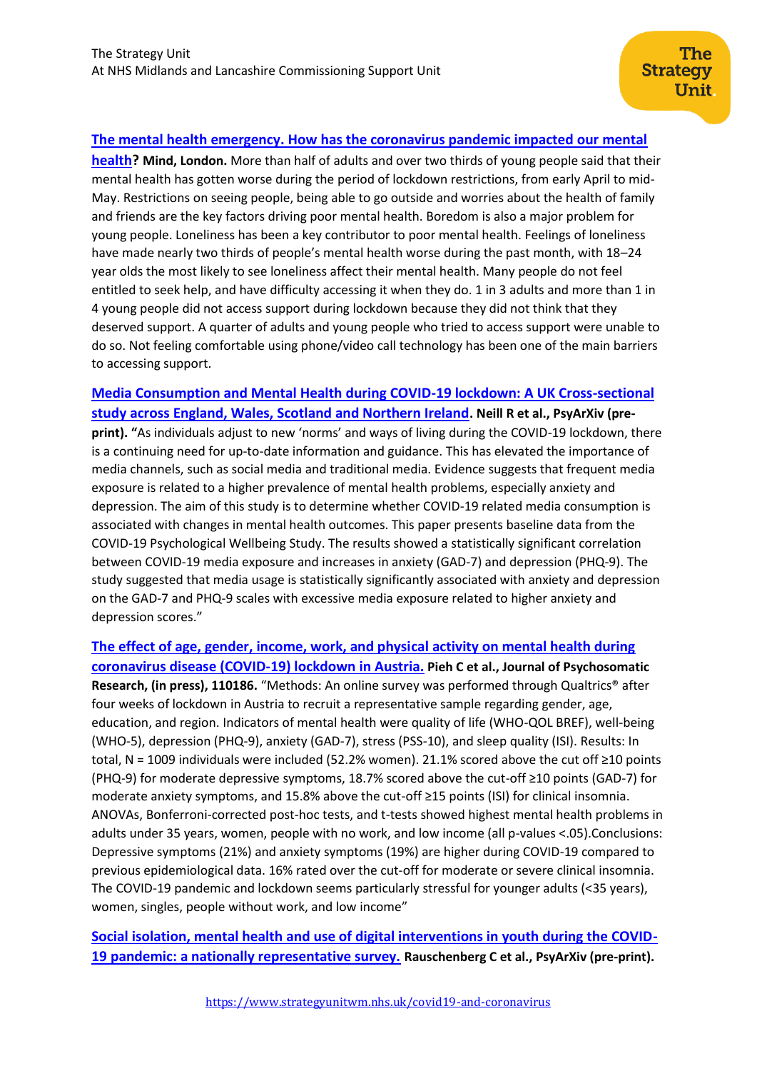**The mental health emergency. How has the coronavirus pandemic impacted our mental health? Mind, London.** More than half of adults and over two thirds of young people said that their mental health has gotten worse during the period of lockdown restrictions, from early April to mid-May. Restrictions on seeing people, being able to go outside and worries about the health of family and friends are the key factors driving poor mental health. Boredom is also a major problem for young people. Loneliness has been a key contributor to poor mental health. Feelings of loneliness have made nearly two thirds of people's mental health worse during the past month, with 18–24 year olds the most likely to see loneliness affect their mental health. Many people do not feel entitled to seek help, and have difficulty accessing it when they do. 1 in 3 adults and more than 1 in 4 young people did not access support during lockdown because they did not think that they deserved support. A quarter of adults and young people who tried to access support were unable to do so. Not feeling comfortable using phone/video call technology has been one of the main barriers to accessing support.

**Media Consumption and Mental Health during COVID-19 lockdown: A UK Cross-sectional study across England, Wales, Scotland and Northern Ireland. Neill R et al., PsyArXiv (pre-print).** "As individuals adjust to new 'norms' and ways of living during the COVID-19 lockdown, there is a continuing need for up-to-date information and guidance. This has elevated the importance of media channels, such as social media and traditional media. Evidence suggests that frequent media exposure is related to a higher prevalence of mental health problems, especially anxiety and depression. The aim of this study is to determine whether COVID-19 related media consumption is associated with changes in mental health outcomes. This paper presents baseline data from the COVID-19 Psychological Wellbeing Study. The results showed a statistically significant correlation between COVID-19 media exposure and increases in anxiety (GAD-7) and depression (PHQ-9). The study suggested that media usage is statistically significantly associated with anxiety and depression on the GAD-7 and PHQ-9 scales with excessive media exposure related to higher anxiety and depression scores."

**The effect of age, gender, income, work, and physical activity on mental health during coronavirus disease (COVID-19) lockdown in Austria. Pieh C et al., Journal of Psychosomatic Research, (in press), 110186.** "Methods: An online survey was performed through Qualtrics® after four weeks of lockdown in Austria to recruit a representative sample regarding gender, age, education, and region. Indicators of mental health were quality of life (WHO-QOL BREF), well-being (WHO-5), depression (PHQ-9), anxiety (GAD-7), stress (PSS-10), and sleep quality (ISI). Results: In total, N = 1009 individuals were included (52.2% women). 21.1% scored above the cut off ≥10 points (PHQ-9) for moderate depressive symptoms, 18.7% scored above the cut-off ≥10 points (GAD-7) for moderate anxiety symptoms, and 15.8% above the cut-off ≥15 points (ISI) for clinical insomnia. ANOVAs, Bonferroni-corrected post-hoc tests, and t-tests showed highest mental health problems in adults under 35 years, women, people with no work, and low income (all p-values <.05).Conclusions: Depressive symptoms (21%) and anxiety symptoms (19%) are higher during COVID-19 compared to previous epidemiological data. 16% rated over the cut-off for moderate or severe clinical insomnia. The COVID-19 pandemic and lockdown seems particularly stressful for younger adults (<35 years), women, singles, people without work, and low income"

**Social isolation, mental health and use of digital interventions in youth during the COVID-19 pandemic: a nationally representative survey. Rauschenberg C et al., PsyArXiv (pre-print).**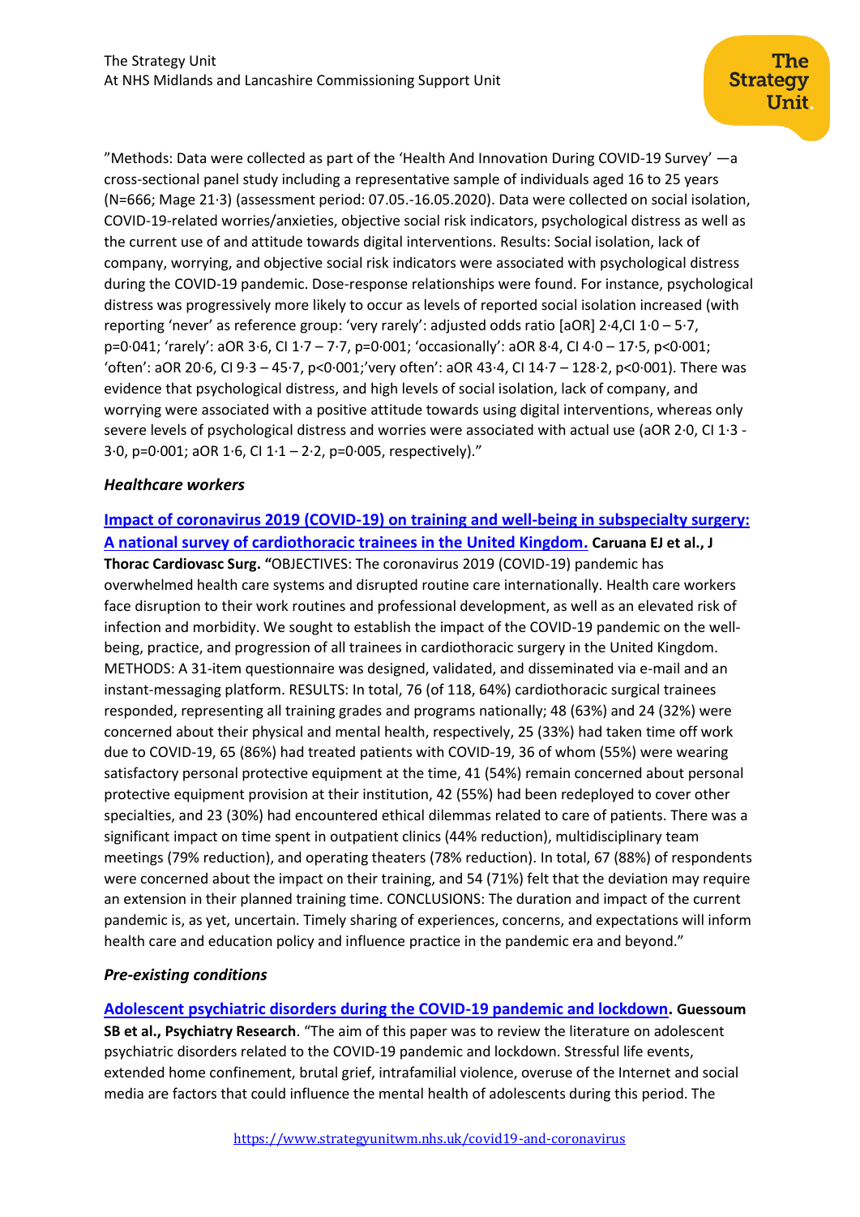"Methods: Data were collected as part of the 'Health And Innovation During COVID-19 Survey' —a cross-sectional panel study including a representative sample of individuals aged 16 to 25 years (N=666; Mage 21·3) (assessment period: 07.05.-16.05.2020). Data were collected on social isolation, COVID-19-related worries/anxieties, objective social risk indicators, psychological distress as well as the current use of and attitude towards digital interventions. Results: Social isolation, lack of company, worrying, and objective social risk indicators were associated with psychological distress during the COVID-19 pandemic. Dose-response relationships were found. For instance, psychological distress was progressively more likely to occur as levels of reported social isolation increased (with reporting 'never' as reference group: 'very rarely': adjusted odds ratio [aOR] 2·4,CI 1·0 – 5·7, p=0·041; 'rarely': aOR 3·6, CI 1·7 – 7·7, p=0·001; 'occasionally': aOR 8·4, CI 4·0 – 17·5, p<0·001; 'often': aOR 20·6, CI 9·3 – 45·7, p<0·001;'very often': aOR 43·4, CI 14·7 – 128·2, p<0·001). There was evidence that psychological distress, and high levels of social isolation, lack of company, and worrying were associated with a positive attitude towards using digital interventions, whereas only severe levels of psychological distress and worries were associated with actual use (aOR 2·0, CI 1·3 - 3·0, p=0·001; aOR 1·6, CI 1·1 – 2·2, p=0·005, respectively)."

### *Healthcare workers*

**Impact of coronavirus 2019 (COVID-19) on training and well-being in subspecialty surgery: A national survey of cardiothoracic trainees in the United Kingdom. Caruana EJ et al., J Thorac Cardiovasc Surg. "**OBJECTIVES: The coronavirus 2019 (COVID-19) pandemic has overwhelmed health care systems and disrupted routine care internationally. Health care workers face disruption to their work routines and professional development, as well as an elevated risk of infection and morbidity. We sought to establish the impact of the COVID-19 pandemic on the well-being, practice, and progression of all trainees in cardiothoracic surgery in the United Kingdom. METHODS: A 31-item questionnaire was designed, validated, and disseminated via e-mail and an instant-messaging platform. RESULTS: In total, 76 (of 118, 64%) cardiothoracic surgical trainees responded, representing all training grades and programs nationally; 48 (63%) and 24 (32%) were concerned about their physical and mental health, respectively, 25 (33%) had taken time off work due to COVID-19, 65 (86%) had treated patients with COVID-19, 36 of whom (55%) were wearing satisfactory personal protective equipment at the time, 41 (54%) remain concerned about personal protective equipment provision at their institution, 42 (55%) had been redeployed to cover other specialties, and 23 (30%) had encountered ethical dilemmas related to care of patients. There was a significant impact on time spent in outpatient clinics (44% reduction), multidisciplinary team meetings (79% reduction), and operating theaters (78% reduction). In total, 67 (88%) of respondents were concerned about the impact on their training, and 54 (71%) felt that the deviation may require an extension in their planned training time. CONCLUSIONS: The duration and impact of the current pandemic is, as yet, uncertain. Timely sharing of experiences, concerns, and expectations will inform health care and education policy and influence practice in the pandemic era and beyond."

### *Pre-existing conditions*

**Adolescent psychiatric disorders during the COVID-19 pandemic and lockdown. Guessoum SB et al., Psychiatry Research**. "The aim of this paper was to review the literature on adolescent psychiatric disorders related to the COVID-19 pandemic and lockdown. Stressful life events, extended home confinement, brutal grief, intrafamilial violence, overuse of the Internet and social media are factors that could influence the mental health of adolescents during this period. The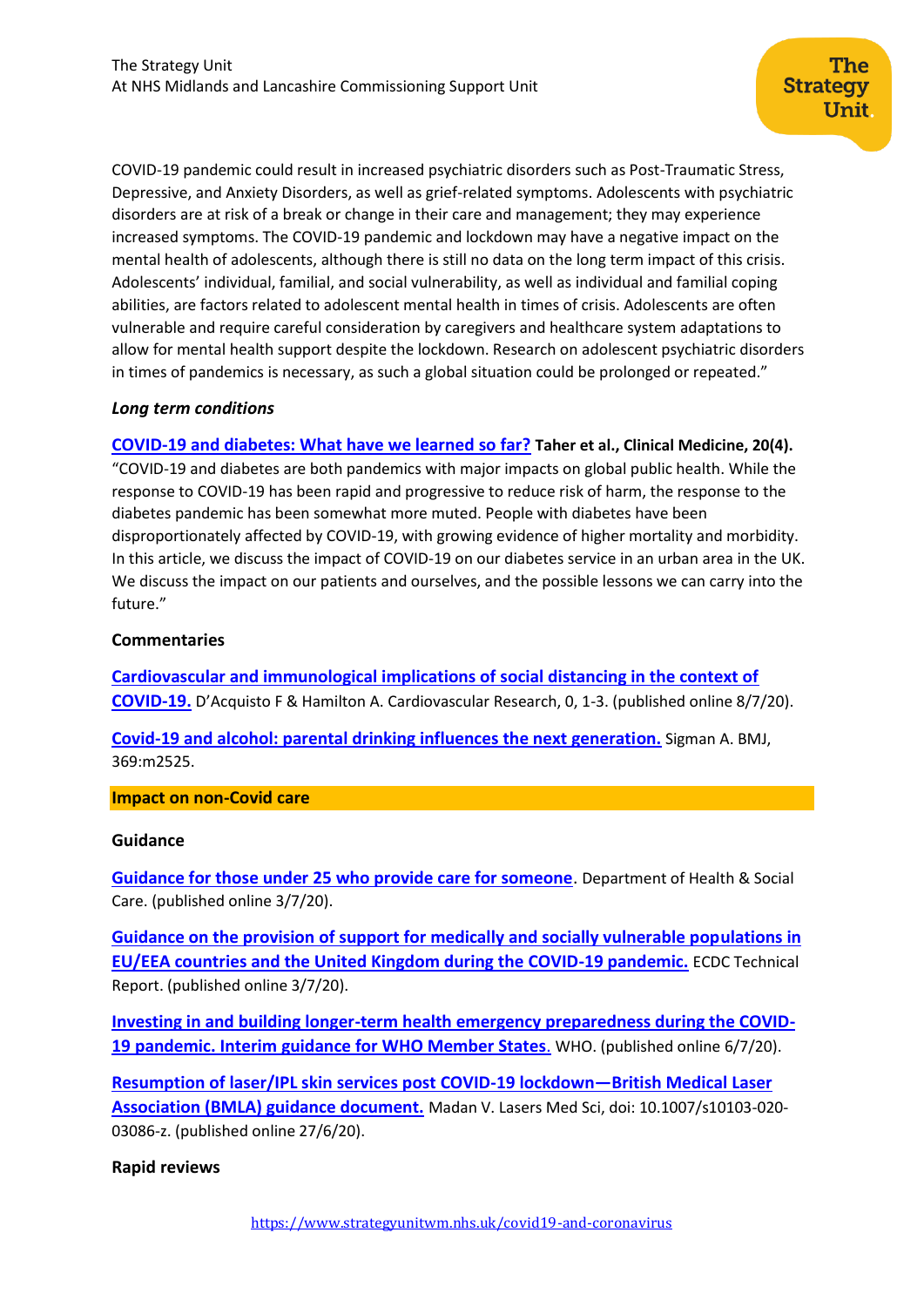COVID-19 pandemic could result in increased psychiatric disorders such as Post-Traumatic Stress, Depressive, and Anxiety Disorders, as well as grief-related symptoms. Adolescents with psychiatric disorders are at risk of a break or change in their care and management; they may experience increased symptoms. The COVID-19 pandemic and lockdown may have a negative impact on the mental health of adolescents, although there is still no data on the long term impact of this crisis. Adolescents' individual, familial, and social vulnerability, as well as individual and familial coping abilities, are factors related to adolescent mental health in times of crisis. Adolescents are often vulnerable and require careful consideration by caregivers and healthcare system adaptations to allow for mental health support despite the lockdown. Research on adolescent psychiatric disorders in times of pandemics is necessary, as such a global situation could be prolonged or repeated."

***Long term conditions***

**COVID-19 and diabetes: What have we learned so far? Taher et al., Clinical Medicine, 20(4).**
"COVID-19 and diabetes are both pandemics with major impacts on global public health. While the response to COVID-19 has been rapid and progressive to reduce risk of harm, the response to the diabetes pandemic has been somewhat more muted. People with diabetes have been disproportionately affected by COVID-19, with growing evidence of higher mortality and morbidity. In this article, we discuss the impact of COVID-19 on our diabetes service in an urban area in the UK. We discuss the impact on our patients and ourselves, and the possible lessons we can carry into the future."

**Commentaries**

**Cardiovascular and immunological implications of social distancing in the context of COVID-19.** D'Acquisto F & Hamilton A. Cardiovascular Research, 0, 1-3. (published online 8/7/20).

**Covid-19 and alcohol: parental drinking influences the next generation.** Sigman A. BMJ, 369:m2525.

## Impact on non-Covid care

**Guidance**

**Guidance for those under 25 who provide care for someone**. Department of Health & Social Care. (published online 3/7/20).

**Guidance on the provision of support for medically and socially vulnerable populations in EU/EEA countries and the United Kingdom during the COVID-19 pandemic.** ECDC Technical Report. (published online 3/7/20).

**Investing in and building longer-term health emergency preparedness during the COVID-19 pandemic. Interim guidance for WHO Member States.** WHO. (published online 6/7/20).

**Resumption of laser/IPL skin services post COVID-19 lockdown—British Medical Laser Association (BMLA) guidance document.** Madan V. Lasers Med Sci, doi: 10.1007/s10103-020-03086-z. (published online 27/6/20).

**Rapid reviews**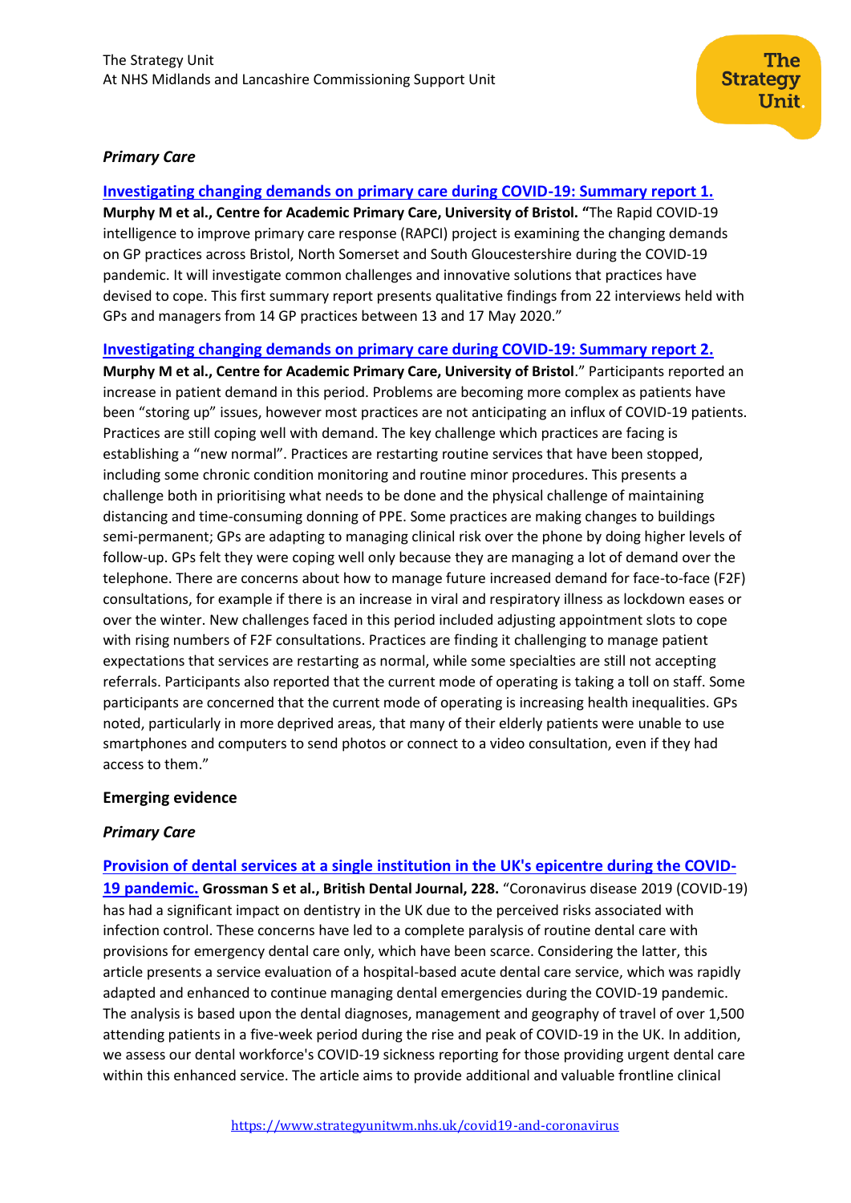### *Primary Care*

**[Investigating changing demands on primary care during COVID-19: Summary report 1.](#)**
**Murphy M et al., Centre for Academic Primary Care, University of Bristol. "**The Rapid COVID-19 intelligence to improve primary care response (RAPCI) project is examining the changing demands on GP practices across Bristol, North Somerset and South Gloucestershire during the COVID-19 pandemic. It will investigate common challenges and innovative solutions that practices have devised to cope. This first summary report presents qualitative findings from 22 interviews held with GPs and managers from 14 GP practices between 13 and 17 May 2020."

**[Investigating changing demands on primary care during COVID-19: Summary report 2.](#)**
**Murphy M et al., Centre for Academic Primary Care, University of Bristol**." Participants reported an increase in patient demand in this period. Problems are becoming more complex as patients have been "storing up" issues, however most practices are not anticipating an influx of COVID-19 patients. Practices are still coping well with demand. The key challenge which practices are facing is establishing a "new normal". Practices are restarting routine services that have been stopped, including some chronic condition monitoring and routine minor procedures. This presents a challenge both in prioritising what needs to be done and the physical challenge of maintaining distancing and time-consuming donning of PPE. Some practices are making changes to buildings semi-permanent; GPs are adapting to managing clinical risk over the phone by doing higher levels of follow-up. GPs felt they were coping well only because they are managing a lot of demand over the telephone. There are concerns about how to manage future increased demand for face-to-face (F2F) consultations, for example if there is an increase in viral and respiratory illness as lockdown eases or over the winter. New challenges faced in this period included adjusting appointment slots to cope with rising numbers of F2F consultations. Practices are finding it challenging to manage patient expectations that services are restarting as normal, while some specialties are still not accepting referrals. Participants also reported that the current mode of operating is taking a toll on staff. Some participants are concerned that the current mode of operating is increasing health inequalities. GPs noted, particularly in more deprived areas, that many of their elderly patients were unable to use smartphones and computers to send photos or connect to a video consultation, even if they had access to them."

## Emerging evidence

### *Primary Care*

**[Provision of dental services at a single institution in the UK's epicentre during the COVID-19 pandemic.](#)** **Grossman S et al., British Dental Journal, 228.** "Coronavirus disease 2019 (COVID-19) has had a significant impact on dentistry in the UK due to the perceived risks associated with infection control. These concerns have led to a complete paralysis of routine dental care with provisions for emergency dental care only, which have been scarce. Considering the latter, this article presents a service evaluation of a hospital-based acute dental care service, which was rapidly adapted and enhanced to continue managing dental emergencies during the COVID-19 pandemic. The analysis is based upon the dental diagnoses, management and geography of travel of over 1,500 attending patients in a five-week period during the rise and peak of COVID-19 in the UK. In addition, we assess our dental workforce's COVID-19 sickness reporting for those providing urgent dental care within this enhanced service. The article aims to provide additional and valuable frontline clinical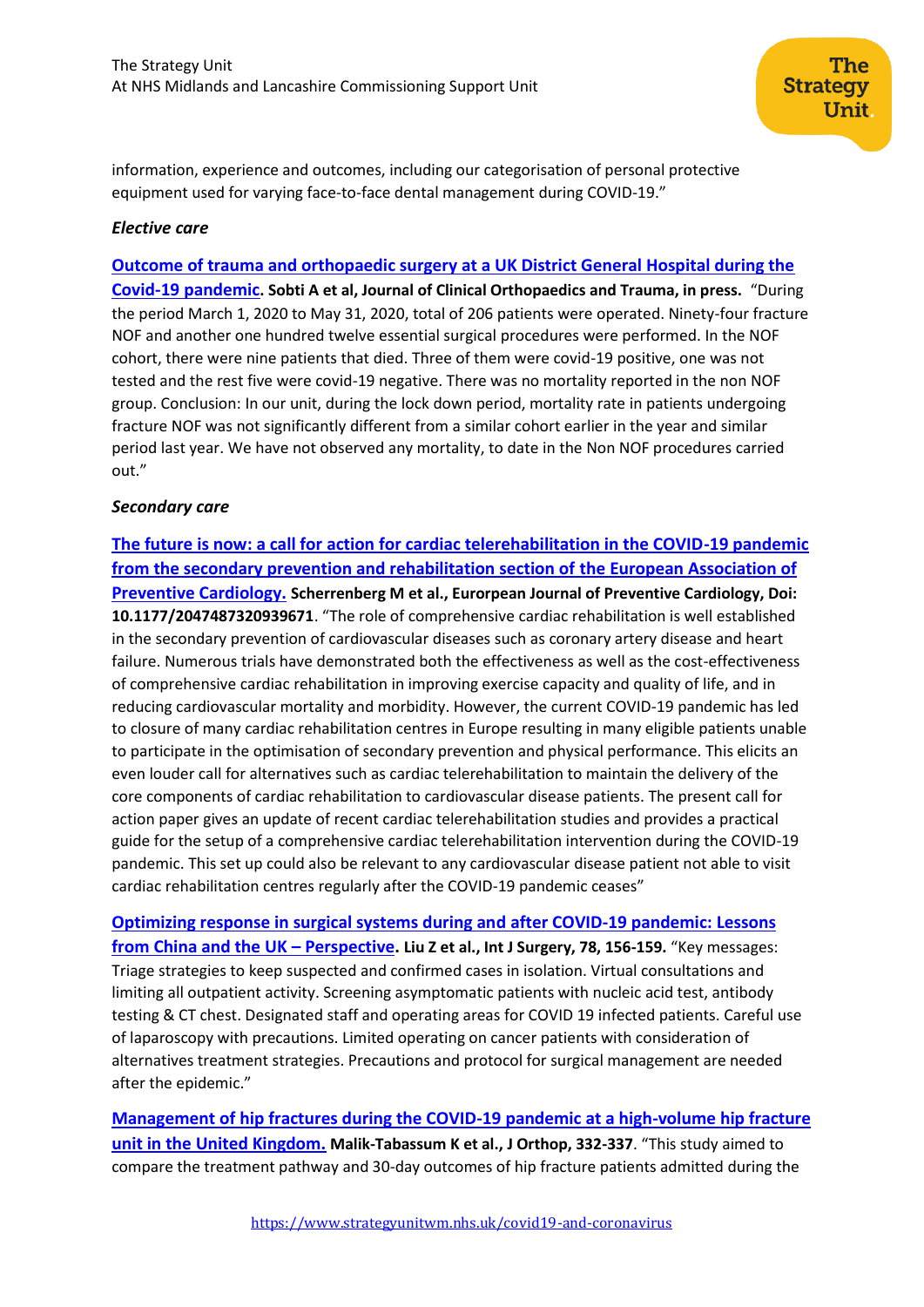information, experience and outcomes, including our categorisation of personal protective equipment used for varying face-to-face dental management during COVID-19."

### *Elective care*

**Outcome of trauma and orthopaedic surgery at a UK District General Hospital during the Covid-19 pandemic. Sobti A et al, Journal of Clinical Orthopaedics and Trauma, in press.** "During the period March 1, 2020 to May 31, 2020, total of 206 patients were operated. Ninety-four fracture NOF and another one hundred twelve essential surgical procedures were performed. In the NOF cohort, there were nine patients that died. Three of them were covid-19 positive, one was not tested and the rest five were covid-19 negative. There was no mortality reported in the non NOF group. Conclusion: In our unit, during the lock down period, mortality rate in patients undergoing fracture NOF was not significantly different from a similar cohort earlier in the year and similar period last year. We have not observed any mortality, to date in the Non NOF procedures carried out."

### *Secondary care*

**The future is now: a call for action for cardiac telerehabilitation in the COVID-19 pandemic from the secondary prevention and rehabilitation section of the European Association of Preventive Cardiology. Scherrenberg M et al., European Journal of Preventive Cardiology, Doi: 10.1177/2047487320939671**. "The role of comprehensive cardiac rehabilitation is well established in the secondary prevention of cardiovascular diseases such as coronary artery disease and heart failure. Numerous trials have demonstrated both the effectiveness as well as the cost-effectiveness of comprehensive cardiac rehabilitation in improving exercise capacity and quality of life, and in reducing cardiovascular mortality and morbidity. However, the current COVID-19 pandemic has led to closure of many cardiac rehabilitation centres in Europe resulting in many eligible patients unable to participate in the optimisation of secondary prevention and physical performance. This elicits an even louder call for alternatives such as cardiac telerehabilitation to maintain the delivery of the core components of cardiac rehabilitation to cardiovascular disease patients. The present call for action paper gives an update of recent cardiac telerehabilitation studies and provides a practical guide for the setup of a comprehensive cardiac telerehabilitation intervention during the COVID-19 pandemic. This set up could also be relevant to any cardiovascular disease patient not able to visit cardiac rehabilitation centres regularly after the COVID-19 pandemic ceases"

**Optimizing response in surgical systems during and after COVID-19 pandemic: Lessons from China and the UK – Perspective. Liu Z et al., Int J Surgery, 78, 156-159.** "Key messages: Triage strategies to keep suspected and confirmed cases in isolation. Virtual consultations and limiting all outpatient activity. Screening asymptomatic patients with nucleic acid test, antibody testing & CT chest. Designated staff and operating areas for COVID 19 infected patients. Careful use of laparoscopy with precautions. Limited operating on cancer patients with consideration of alternatives treatment strategies. Precautions and protocol for surgical management are needed after the epidemic."

**Management of hip fractures during the COVID-19 pandemic at a high-volume hip fracture unit in the United Kingdom. Malik-Tabassum K et al., J Orthop, 332-337**. "This study aimed to compare the treatment pathway and 30-day outcomes of hip fracture patients admitted during the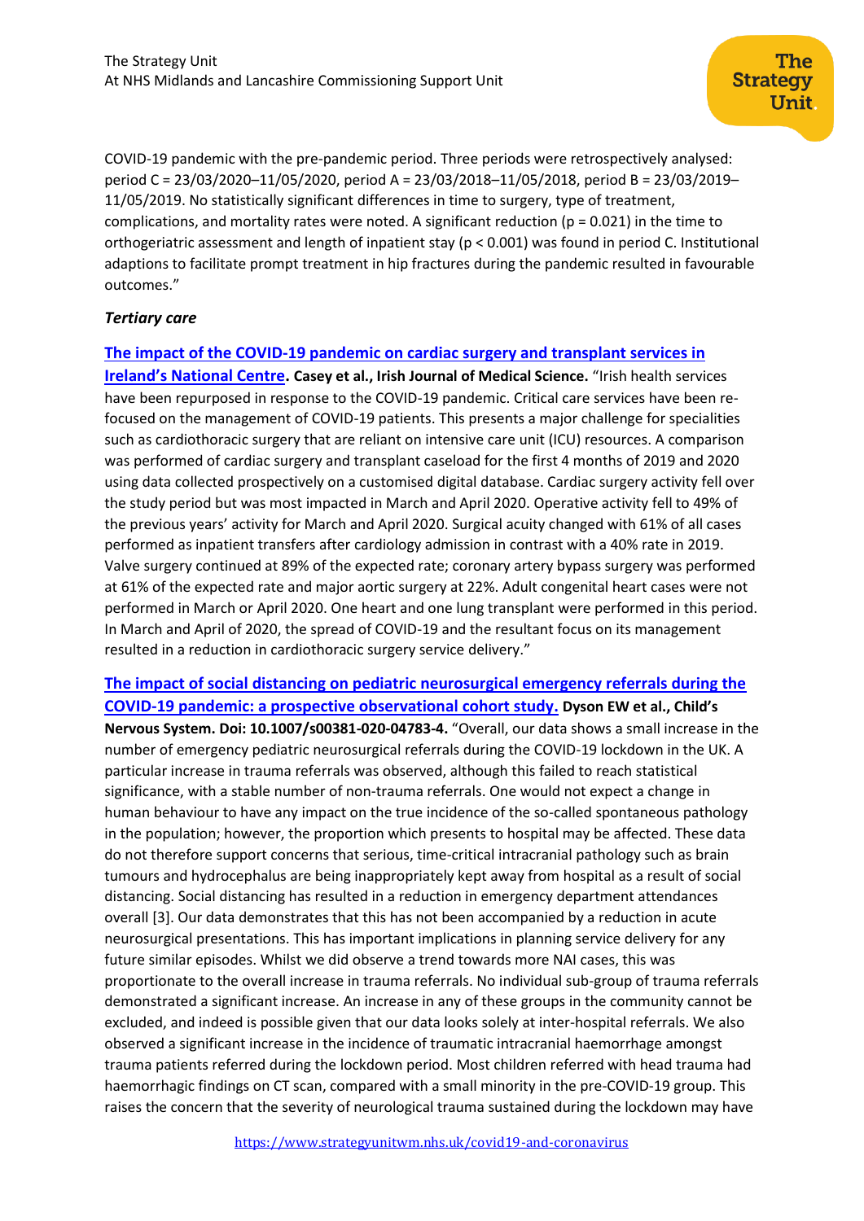COVID-19 pandemic with the pre-pandemic period. Three periods were retrospectively analysed: period C = 23/03/2020–11/05/2020, period A = 23/03/2018–11/05/2018, period B = 23/03/2019–11/05/2019. No statistically significant differences in time to surgery, type of treatment, complications, and mortality rates were noted. A significant reduction ($p = 0.021$) in the time to orthogeriatric assessment and length of inpatient stay ($p < 0.001$) was found in period C. Institutional adaptions to facilitate prompt treatment in hip fractures during the pandemic resulted in favourable outcomes."

***Tertiary care***

**The impact of the COVID-19 pandemic on cardiac surgery and transplant services in Ireland's National Centre. Casey et al., Irish Journal of Medical Science.** "Irish health services have been repurposed in response to the COVID-19 pandemic. Critical care services have been re-focused on the management of COVID-19 patients. This presents a major challenge for specialities such as cardiothoracic surgery that are reliant on intensive care unit (ICU) resources. A comparison was performed of cardiac surgery and transplant caseload for the first 4 months of 2019 and 2020 using data collected prospectively on a customised digital database. Cardiac surgery activity fell over the study period but was most impacted in March and April 2020. Operative activity fell to 49% of the previous years' activity for March and April 2020. Surgical acuity changed with 61% of all cases performed as inpatient transfers after cardiology admission in contrast with a 40% rate in 2019. Valve surgery continued at 89% of the expected rate; coronary artery bypass surgery was performed at 61% of the expected rate and major aortic surgery at 22%. Adult congenital heart cases were not performed in March or April 2020. One heart and one lung transplant were performed in this period. In March and April of 2020, the spread of COVID-19 and the resultant focus on its management resulted in a reduction in cardiothoracic surgery service delivery."

**The impact of social distancing on pediatric neurosurgical emergency referrals during the COVID-19 pandemic: a prospective observational cohort study. Dyson EW et al., Child's Nervous System. Doi: 10.1007/s00381-020-04783-4.** "Overall, our data shows a small increase in the number of emergency pediatric neurosurgical referrals during the COVID-19 lockdown in the UK. A particular increase in trauma referrals was observed, although this failed to reach statistical significance, with a stable number of non-trauma referrals. One would not expect a change in human behaviour to have any impact on the true incidence of the so-called spontaneous pathology in the population; however, the proportion which presents to hospital may be affected. These data do not therefore support concerns that serious, time-critical intracranial pathology such as brain tumours and hydrocephalus are being inappropriately kept away from hospital as a result of social distancing. Social distancing has resulted in a reduction in emergency department attendances overall [3]. Our data demonstrates that this has not been accompanied by a reduction in acute neurosurgical presentations. This has important implications in planning service delivery for any future similar episodes. Whilst we did observe a trend towards more NAI cases, this was proportionate to the overall increase in trauma referrals. No individual sub-group of trauma referrals demonstrated a significant increase. An increase in any of these groups in the community cannot be excluded, and indeed is possible given that our data looks solely at inter-hospital referrals. We also observed a significant increase in the incidence of traumatic intracranial haemorrhage amongst trauma patients referred during the lockdown period. Most children referred with head trauma had haemorrhagic findings on CT scan, compared with a small minority in the pre-COVID-19 group. This raises the concern that the severity of neurological trauma sustained during the lockdown may have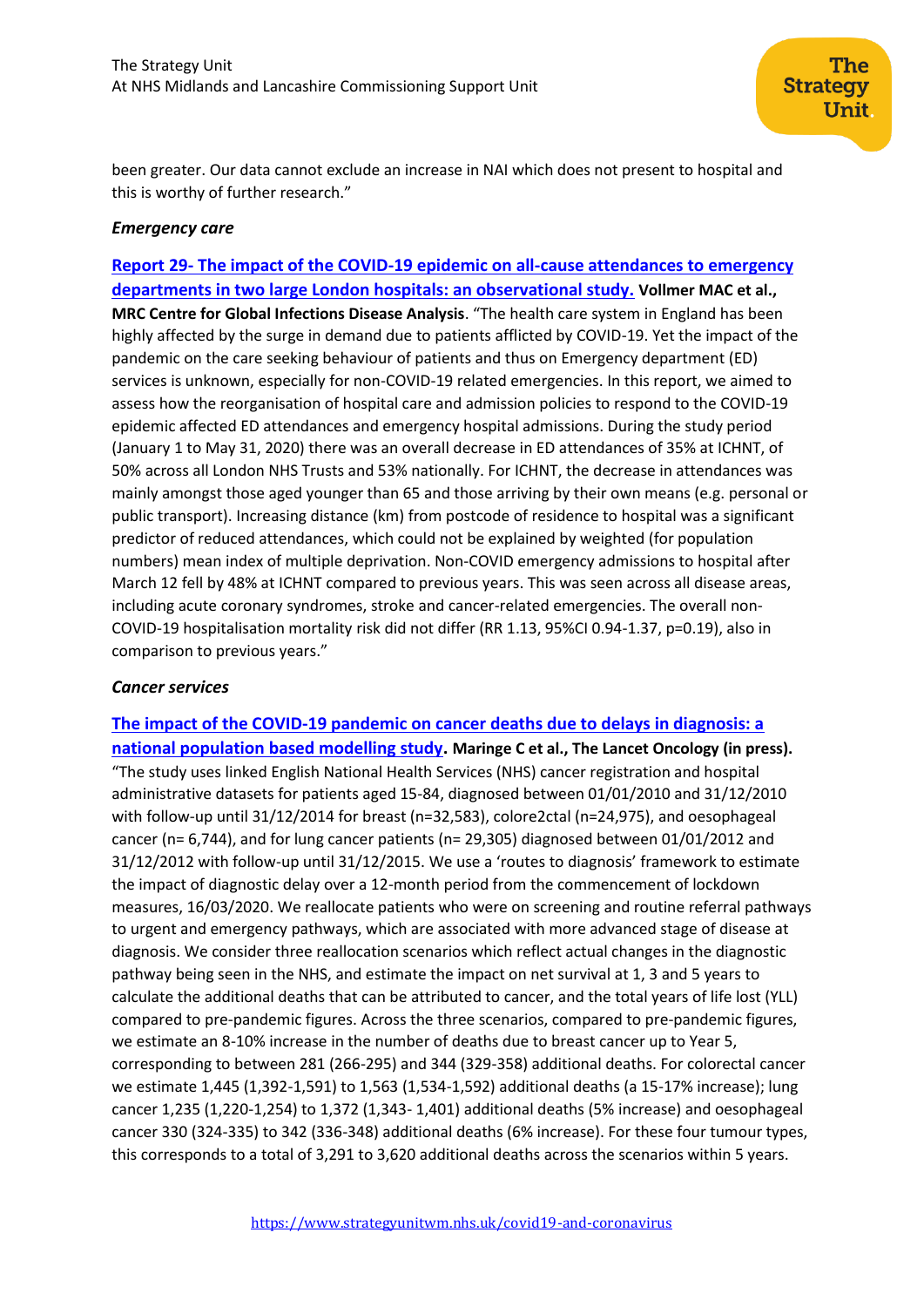been greater. Our data cannot exclude an increase in NAI which does not present to hospital and this is worthy of further research."

### *Emergency care*

**[Report 29- The impact of the COVID-19 epidemic on all-cause attendances to emergency departments in two large London hospitals: an observational study.](#) Vollmer MAC et al., MRC Centre for Global Infections Disease Analysis**. "The health care system in England has been highly affected by the surge in demand due to patients afflicted by COVID-19. Yet the impact of the pandemic on the care seeking behaviour of patients and thus on Emergency department (ED) services is unknown, especially for non-COVID-19 related emergencies. In this report, we aimed to assess how the reorganisation of hospital care and admission policies to respond to the COVID-19 epidemic affected ED attendances and emergency hospital admissions. During the study period (January 1 to May 31, 2020) there was an overall decrease in ED attendances of 35% at ICHNT, of 50% across all London NHS Trusts and 53% nationally. For ICHNT, the decrease in attendances was mainly amongst those aged younger than 65 and those arriving by their own means (e.g. personal or public transport). Increasing distance (km) from postcode of residence to hospital was a significant predictor of reduced attendances, which could not be explained by weighted (for population numbers) mean index of multiple deprivation. Non-COVID emergency admissions to hospital after March 12 fell by 48% at ICHNT compared to previous years. This was seen across all disease areas, including acute coronary syndromes, stroke and cancer-related emergencies. The overall non-COVID-19 hospitalisation mortality risk did not differ (RR 1.13, 95%CI 0.94-1.37, p=0.19), also in comparison to previous years."

### *Cancer services*

**[The impact of the COVID-19 pandemic on cancer deaths due to delays in diagnosis: a national population based modelling study](#). Maringe C et al., The Lancet Oncology (in press).** "The study uses linked English National Health Services (NHS) cancer registration and hospital administrative datasets for patients aged 15-84, diagnosed between 01/01/2010 and 31/12/2010 with follow-up until 31/12/2014 for breast (n=32,583), colore2ctal (n=24,975), and oesophageal cancer (n= 6,744), and for lung cancer patients (n= 29,305) diagnosed between 01/01/2012 and 31/12/2012 with follow-up until 31/12/2015. We use a 'routes to diagnosis' framework to estimate the impact of diagnostic delay over a 12-month period from the commencement of lockdown measures, 16/03/2020. We reallocate patients who were on screening and routine referral pathways to urgent and emergency pathways, which are associated with more advanced stage of disease at diagnosis. We consider three reallocation scenarios which reflect actual changes in the diagnostic pathway being seen in the NHS, and estimate the impact on net survival at 1, 3 and 5 years to calculate the additional deaths that can be attributed to cancer, and the total years of life lost (YLL) compared to pre-pandemic figures. Across the three scenarios, compared to pre-pandemic figures, we estimate an 8-10% increase in the number of deaths due to breast cancer up to Year 5, corresponding to between 281 (266-295) and 344 (329-358) additional deaths. For colorectal cancer we estimate 1,445 (1,392-1,591) to 1,563 (1,534-1,592) additional deaths (a 15-17% increase); lung cancer 1,235 (1,220-1,254) to 1,372 (1,343- 1,401) additional deaths (5% increase) and oesophageal cancer 330 (324-335) to 342 (336-348) additional deaths (6% increase). For these four tumour types, this corresponds to a total of 3,291 to 3,620 additional deaths across the scenarios within 5 years.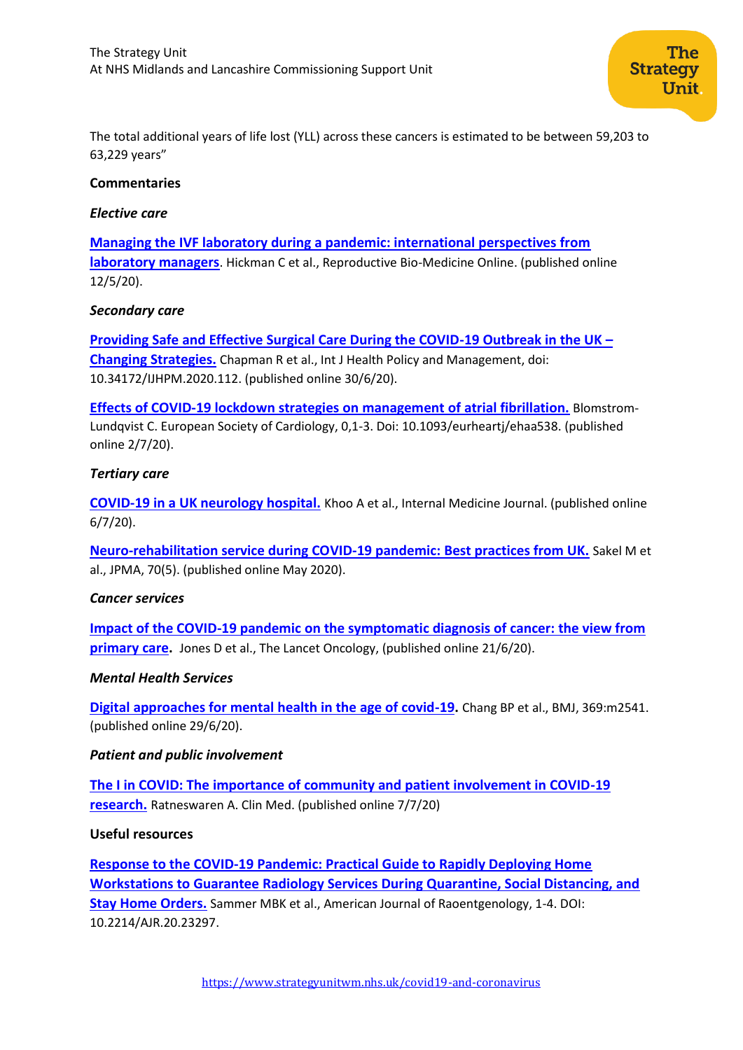The total additional years of life lost (YLL) across these cancers is estimated to be between 59,203 to 63,229 years"

**Commentaries**

***Elective care***

**Managing the IVF laboratory during a pandemic: international perspectives from laboratory managers**. Hickman C et al., Reproductive Bio-Medicine Online. (published online 12/5/20).

***Secondary care***

**Providing Safe and Effective Surgical Care During the COVID-19 Outbreak in the UK – Changing Strategies.** Chapman R et al., Int J Health Policy and Management, doi: 10.34172/IJHPM.2020.112. (published online 30/6/20).

**Effects of COVID-19 lockdown strategies on management of atrial fibrillation.** Blomstrom-Lundqvist C. European Society of Cardiology, 0,1-3. Doi: 10.1093/eurheartj/ehaa538. (published online 2/7/20).

***Tertiary care***

**COVID-19 in a UK neurology hospital.** Khoo A et al., Internal Medicine Journal. (published online 6/7/20).

**Neuro-rehabilitation service during COVID-19 pandemic: Best practices from UK.** Sakel M et al., JPMA, 70(5). (published online May 2020).

***Cancer services***

**Impact of the COVID-19 pandemic on the symptomatic diagnosis of cancer: the view from primary care.** Jones D et al., The Lancet Oncology, (published online 21/6/20).

***Mental Health Services***

**Digital approaches for mental health in the age of covid-19.** Chang BP et al., BMJ, 369:m2541. (published online 29/6/20).

***Patient and public involvement***

**The I in COVID: The importance of community and patient involvement in COVID-19 research.** Ratneswaren A. Clin Med. (published online 7/7/20)

**Useful resources**

**Response to the COVID-19 Pandemic: Practical Guide to Rapidly Deploying Home Workstations to Guarantee Radiology Services During Quarantine, Social Distancing, and Stay Home Orders.** Sammer MBK et al., American Journal of Raoentgenology, 1-4. DOI: 10.2214/AJR.20.23297.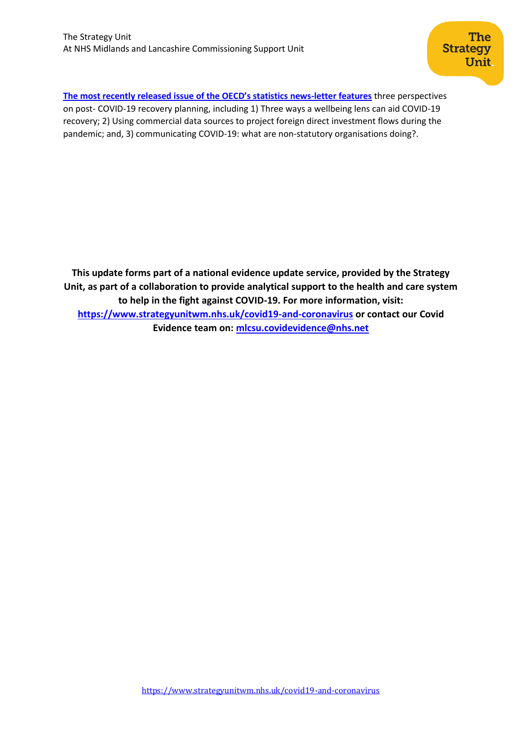**The most recently released issue of the OECD's statistics news-letter features** three perspectives on post- COVID-19 recovery planning, including 1) Three ways a wellbeing lens can aid COVID-19 recovery; 2) Using commercial data sources to project foreign direct investment flows during the pandemic; and, 3) communicating COVID-19: what are non-statutory organisations doing?.

**This update forms part of a national evidence update service, provided by the Strategy Unit, as part of a collaboration to provide analytical support to the health and care system to help in the fight against COVID-19. For more information, visit: https://www.strategyunitwm.nhs.uk/covid19-and-coronavirus or contact our Covid Evidence team on: mlcsu.covidevidence@nhs.net**